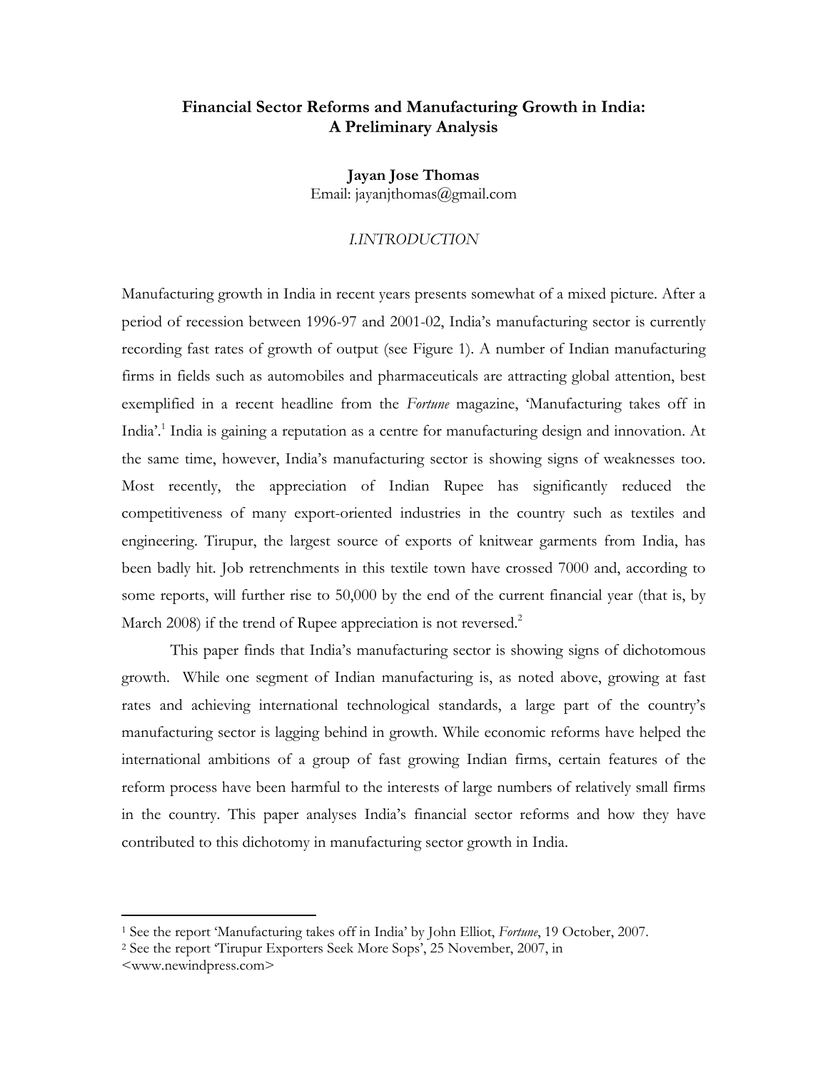# Financial Sector Reforms and Manufacturing Growth in India: A Preliminary Analysis

**Jayan Jose Thomas**
Email: jayanjthomas@gmail.com

## *I.INTRODUCTION*

Manufacturing growth in India in recent years presents somewhat of a mixed picture. After a period of recession between 1996-97 and 2001-02, India's manufacturing sector is currently recording fast rates of growth of output (see Figure 1). A number of Indian manufacturing firms in fields such as automobiles and pharmaceuticals are attracting global attention, best exemplified in a recent headline from the *Fortune* magazine, 'Manufacturing takes off in India'.[1] India is gaining a reputation as a centre for manufacturing design and innovation. At the same time, however, India's manufacturing sector is showing signs of weaknesses too. Most recently, the appreciation of Indian Rupee has significantly reduced the competitiveness of many export-oriented industries in the country such as textiles and engineering. Tirupur, the largest source of exports of knitwear garments from India, has been badly hit. Job retrenchments in this textile town have crossed 7000 and, according to some reports, will further rise to 50,000 by the end of the current financial year (that is, by March 2008) if the trend of Rupee appreciation is not reversed.[2]

This paper finds that India's manufacturing sector is showing signs of dichotomous growth. While one segment of Indian manufacturing is, as noted above, growing at fast rates and achieving international technological standards, a large part of the country's manufacturing sector is lagging behind in growth. While economic reforms have helped the international ambitions of a group of fast growing Indian firms, certain features of the reform process have been harmful to the interests of large numbers of relatively small firms in the country. This paper analyses India's financial sector reforms and how they have contributed to this dichotomy in manufacturing sector growth in India.

---

[1] See the report 'Manufacturing takes off in India' by John Elliot, *Fortune*, 19 October, 2007.

[2] See the report 'Tirupur Exporters Seek More Sops', 25 November, 2007, in <www.newindpress.com>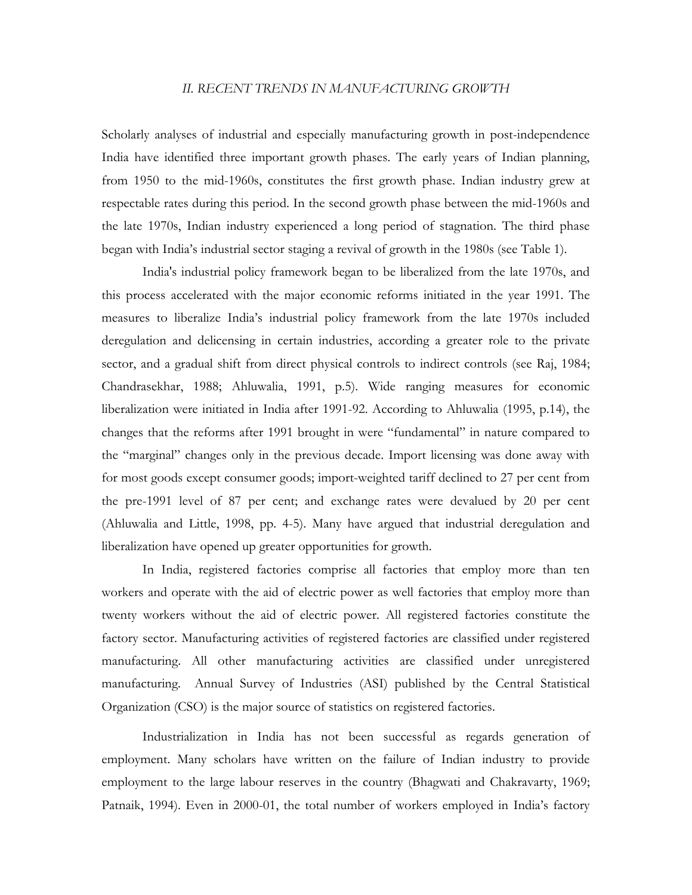## *II. RECENT TRENDS IN MANUFACTURING GROWTH*

Scholarly analyses of industrial and especially manufacturing growth in post-independence India have identified three important growth phases. The early years of Indian planning, from 1950 to the mid-1960s, constitutes the first growth phase. Indian industry grew at respectable rates during this period. In the second growth phase between the mid-1960s and the late 1970s, Indian industry experienced a long period of stagnation. The third phase began with India's industrial sector staging a revival of growth in the 1980s (see Table 1).

India's industrial policy framework began to be liberalized from the late 1970s, and this process accelerated with the major economic reforms initiated in the year 1991. The measures to liberalize India's industrial policy framework from the late 1970s included deregulation and delicensing in certain industries, according a greater role to the private sector, and a gradual shift from direct physical controls to indirect controls (see Raj, 1984; Chandrasekhar, 1988; Ahluwalia, 1991, p.5). Wide ranging measures for economic liberalization were initiated in India after 1991-92. According to Ahluwalia (1995, p.14), the changes that the reforms after 1991 brought in were "fundamental" in nature compared to the "marginal" changes only in the previous decade. Import licensing was done away with for most goods except consumer goods; import-weighted tariff declined to 27 per cent from the pre-1991 level of 87 per cent; and exchange rates were devalued by 20 per cent (Ahluwalia and Little, 1998, pp. 4-5). Many have argued that industrial deregulation and liberalization have opened up greater opportunities for growth.

In India, registered factories comprise all factories that employ more than ten workers and operate with the aid of electric power as well factories that employ more than twenty workers without the aid of electric power. All registered factories constitute the factory sector. Manufacturing activities of registered factories are classified under registered manufacturing. All other manufacturing activities are classified under unregistered manufacturing. Annual Survey of Industries (ASI) published by the Central Statistical Organization (CSO) is the major source of statistics on registered factories.

Industrialization in India has not been successful as regards generation of employment. Many scholars have written on the failure of Indian industry to provide employment to the large labour reserves in the country (Bhagwati and Chakravarty, 1969; Patnaik, 1994). Even in 2000-01, the total number of workers employed in India's factory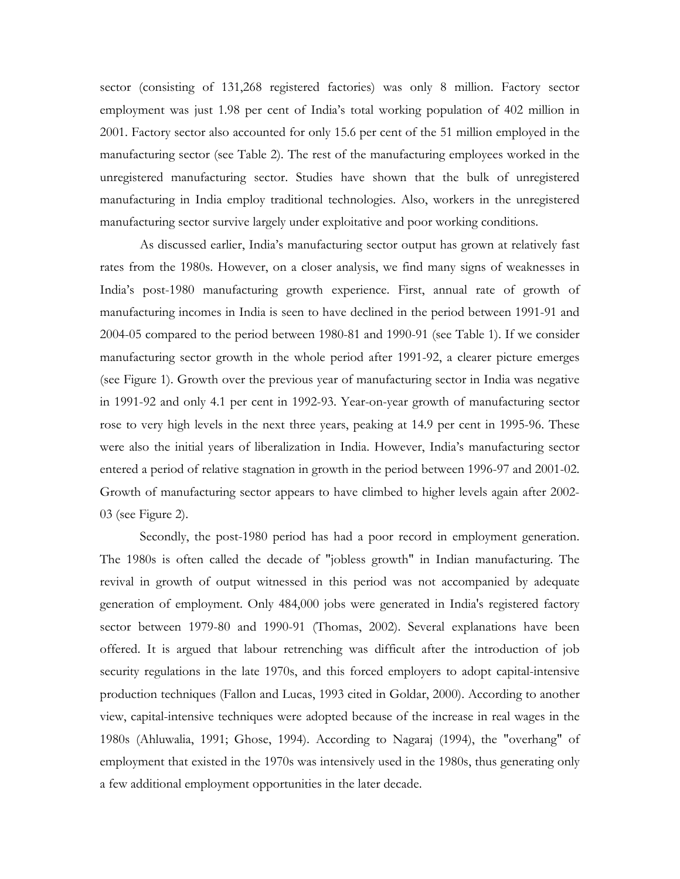sector (consisting of 131,268 registered factories) was only 8 million. Factory sector employment was just 1.98 per cent of India's total working population of 402 million in 2001. Factory sector also accounted for only 15.6 per cent of the 51 million employed in the manufacturing sector (see Table 2). The rest of the manufacturing employees worked in the unregistered manufacturing sector. Studies have shown that the bulk of unregistered manufacturing in India employ traditional technologies. Also, workers in the unregistered manufacturing sector survive largely under exploitative and poor working conditions.

As discussed earlier, India's manufacturing sector output has grown at relatively fast rates from the 1980s. However, on a closer analysis, we find many signs of weaknesses in India's post-1980 manufacturing growth experience. First, annual rate of growth of manufacturing incomes in India is seen to have declined in the period between 1991-91 and 2004-05 compared to the period between 1980-81 and 1990-91 (see Table 1). If we consider manufacturing sector growth in the whole period after 1991-92, a clearer picture emerges (see Figure 1). Growth over the previous year of manufacturing sector in India was negative in 1991-92 and only 4.1 per cent in 1992-93. Year-on-year growth of manufacturing sector rose to very high levels in the next three years, peaking at 14.9 per cent in 1995-96. These were also the initial years of liberalization in India. However, India's manufacturing sector entered a period of relative stagnation in growth in the period between 1996-97 and 2001-02. Growth of manufacturing sector appears to have climbed to higher levels again after 2002-03 (see Figure 2).

Secondly, the post-1980 period has had a poor record in employment generation. The 1980s is often called the decade of "jobless growth" in Indian manufacturing. The revival in growth of output witnessed in this period was not accompanied by adequate generation of employment. Only 484,000 jobs were generated in India's registered factory sector between 1979-80 and 1990-91 (Thomas, 2002). Several explanations have been offered. It is argued that labour retrenching was difficult after the introduction of job security regulations in the late 1970s, and this forced employers to adopt capital-intensive production techniques (Fallon and Lucas, 1993 cited in Goldar, 2000). According to another view, capital-intensive techniques were adopted because of the increase in real wages in the 1980s (Ahluwalia, 1991; Ghose, 1994). According to Nagaraj (1994), the "overhang" of employment that existed in the 1970s was intensively used in the 1980s, thus generating only a few additional employment opportunities in the later decade.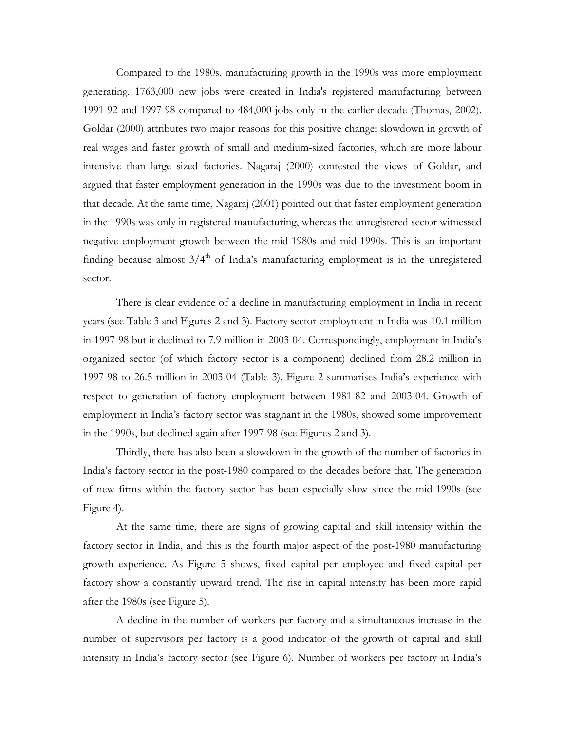Compared to the 1980s, manufacturing growth in the 1990s was more employment generating. 1763,000 new jobs were created in India's registered manufacturing between 1991-92 and 1997-98 compared to 484,000 jobs only in the earlier decade (Thomas, 2002). Goldar (2000) attributes two major reasons for this positive change: slowdown in growth of real wages and faster growth of small and medium-sized factories, which are more labour intensive than large sized factories. Nagaraj (2000) contested the views of Goldar, and argued that faster employment generation in the 1990s was due to the investment boom in that decade. At the same time, Nagaraj (2001) pointed out that faster employment generation in the 1990s was only in registered manufacturing, whereas the unregistered sector witnessed negative employment growth between the mid-1980s and mid-1990s. This is an important finding because almost 3/4th of India's manufacturing employment is in the unregistered sector.

There is clear evidence of a decline in manufacturing employment in India in recent years (see Table 3 and Figures 2 and 3). Factory sector employment in India was 10.1 million in 1997-98 but it declined to 7.9 million in 2003-04. Correspondingly, employment in India's organized sector (of which factory sector is a component) declined from 28.2 million in 1997-98 to 26.5 million in 2003-04 (Table 3). Figure 2 summarises India's experience with respect to generation of factory employment between 1981-82 and 2003-04. Growth of employment in India's factory sector was stagnant in the 1980s, showed some improvement in the 1990s, but declined again after 1997-98 (see Figures 2 and 3).

Thirdly, there has also been a slowdown in the growth of the number of factories in India's factory sector in the post-1980 compared to the decades before that. The generation of new firms within the factory sector has been especially slow since the mid-1990s (see Figure 4).

At the same time, there are signs of growing capital and skill intensity within the factory sector in India, and this is the fourth major aspect of the post-1980 manufacturing growth experience. As Figure 5 shows, fixed capital per employee and fixed capital per factory show a constantly upward trend. The rise in capital intensity has been more rapid after the 1980s (see Figure 5).

A decline in the number of workers per factory and a simultaneous increase in the number of supervisors per factory is a good indicator of the growth of capital and skill intensity in India's factory sector (see Figure 6). Number of workers per factory in India's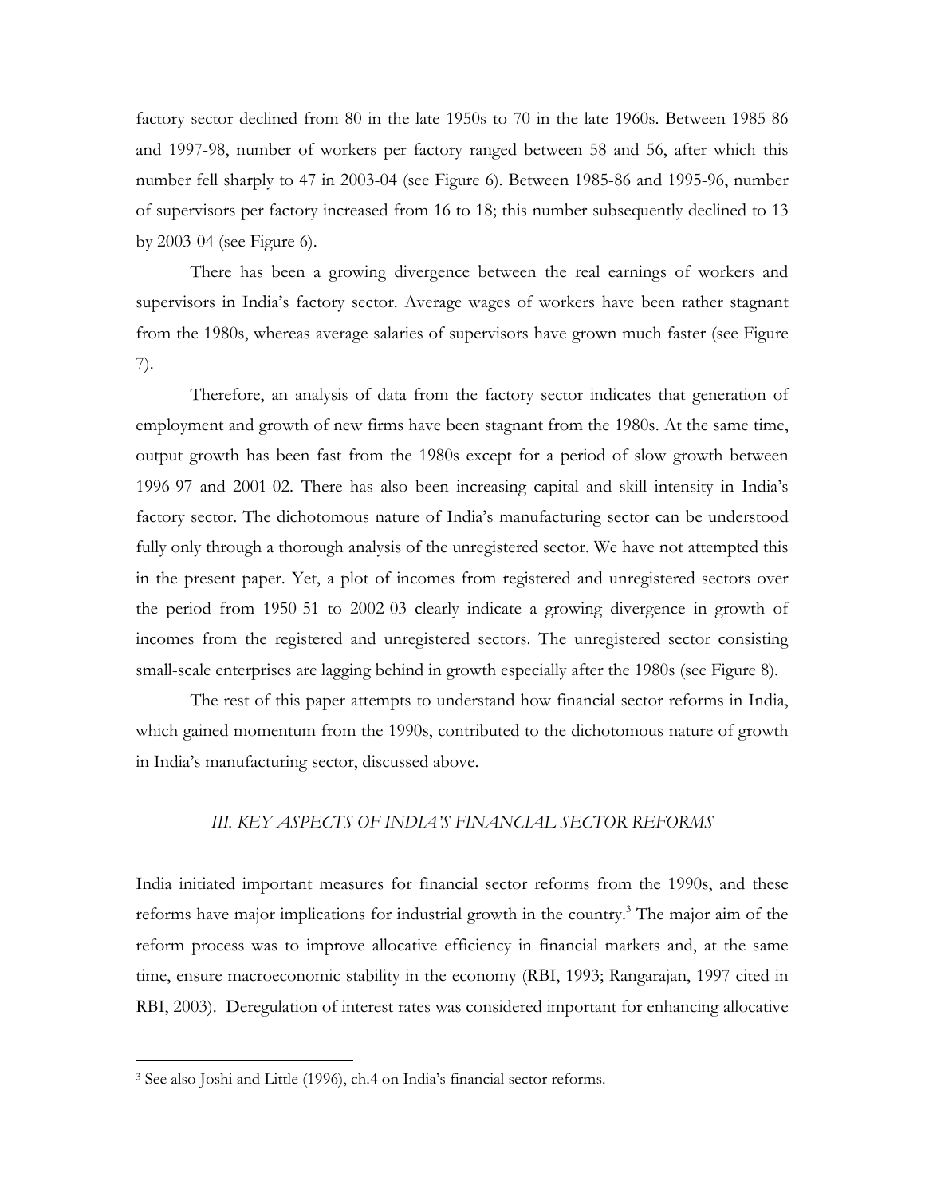factory sector declined from 80 in the late 1950s to 70 in the late 1960s. Between 1985-86 and 1997-98, number of workers per factory ranged between 58 and 56, after which this number fell sharply to 47 in 2003-04 (see Figure 6). Between 1985-86 and 1995-96, number of supervisors per factory increased from 16 to 18; this number subsequently declined to 13 by 2003-04 (see Figure 6).

There has been a growing divergence between the real earnings of workers and supervisors in India's factory sector. Average wages of workers have been rather stagnant from the 1980s, whereas average salaries of supervisors have grown much faster (see Figure 7).

Therefore, an analysis of data from the factory sector indicates that generation of employment and growth of new firms have been stagnant from the 1980s. At the same time, output growth has been fast from the 1980s except for a period of slow growth between 1996-97 and 2001-02. There has also been increasing capital and skill intensity in India's factory sector. The dichotomous nature of India's manufacturing sector can be understood fully only through a thorough analysis of the unregistered sector. We have not attempted this in the present paper. Yet, a plot of incomes from registered and unregistered sectors over the period from 1950-51 to 2002-03 clearly indicate a growing divergence in growth of incomes from the registered and unregistered sectors. The unregistered sector consisting small-scale enterprises are lagging behind in growth especially after the 1980s (see Figure 8).

The rest of this paper attempts to understand how financial sector reforms in India, which gained momentum from the 1990s, contributed to the dichotomous nature of growth in India's manufacturing sector, discussed above.

## *III. KEY ASPECTS OF INDIA'S FINANCIAL SECTOR REFORMS*

India initiated important measures for financial sector reforms from the 1990s, and these reforms have major implications for industrial growth in the country.[3] The major aim of the reform process was to improve allocative efficiency in financial markets and, at the same time, ensure macroeconomic stability in the economy (RBI, 1993; Rangarajan, 1997 cited in RBI, 2003). Deregulation of interest rates was considered important for enhancing allocative

---

[3] See also Joshi and Little (1996), ch.4 on India's financial sector reforms.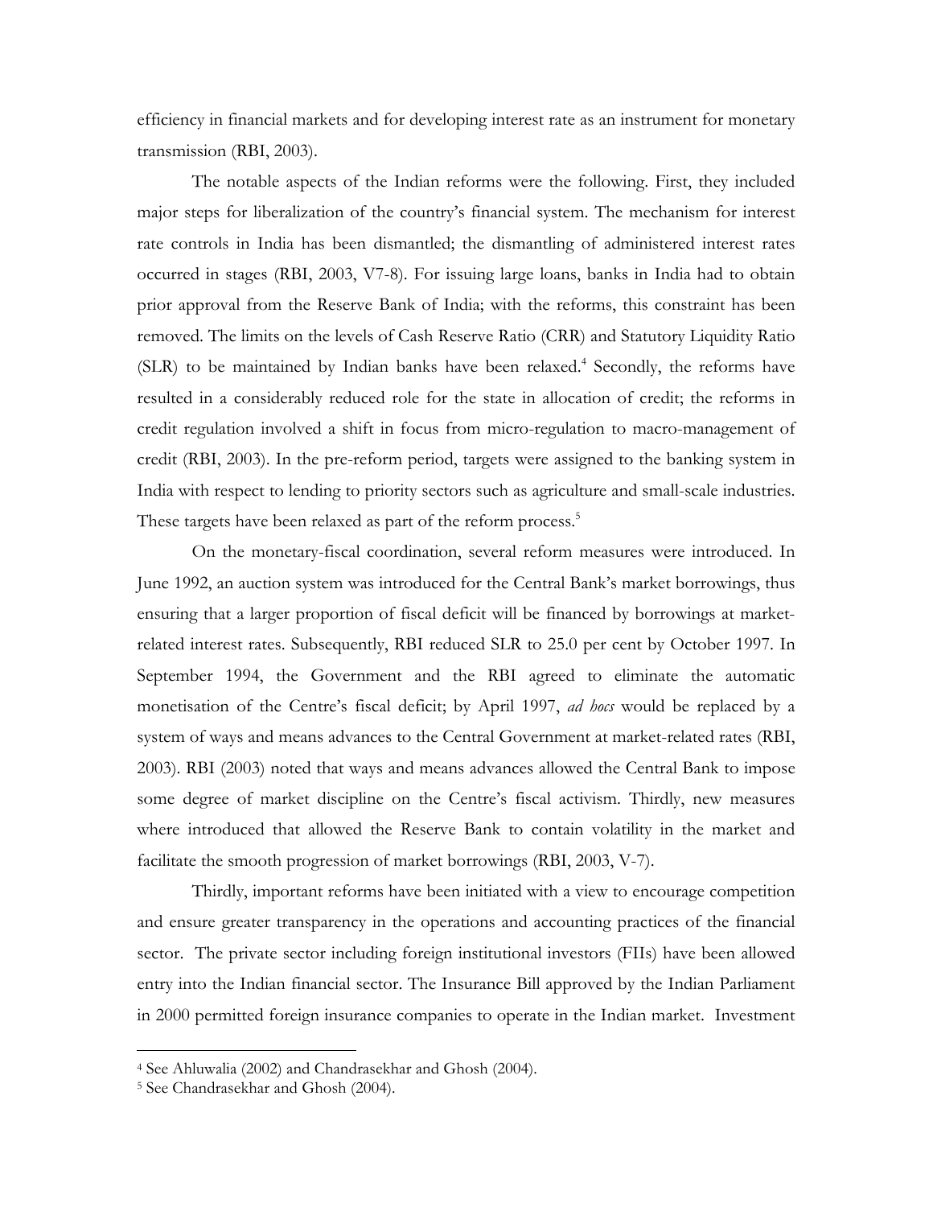efficiency in financial markets and for developing interest rate as an instrument for monetary transmission (RBI, 2003).

The notable aspects of the Indian reforms were the following. First, they included major steps for liberalization of the country's financial system. The mechanism for interest rate controls in India has been dismantled; the dismantling of administered interest rates occurred in stages (RBI, 2003, V7-8). For issuing large loans, banks in India had to obtain prior approval from the Reserve Bank of India; with the reforms, this constraint has been removed. The limits on the levels of Cash Reserve Ratio (CRR) and Statutory Liquidity Ratio (SLR) to be maintained by Indian banks have been relaxed.[4] Secondly, the reforms have resulted in a considerably reduced role for the state in allocation of credit; the reforms in credit regulation involved a shift in focus from micro-regulation to macro-management of credit (RBI, 2003). In the pre-reform period, targets were assigned to the banking system in India with respect to lending to priority sectors such as agriculture and small-scale industries. These targets have been relaxed as part of the reform process.[5]

On the monetary-fiscal coordination, several reform measures were introduced. In June 1992, an auction system was introduced for the Central Bank's market borrowings, thus ensuring that a larger proportion of fiscal deficit will be financed by borrowings at market-related interest rates. Subsequently, RBI reduced SLR to 25.0 per cent by October 1997. In September 1994, the Government and the RBI agreed to eliminate the automatic monetisation of the Centre's fiscal deficit; by April 1997, *ad hocs* would be replaced by a system of ways and means advances to the Central Government at market-related rates (RBI, 2003). RBI (2003) noted that ways and means advances allowed the Central Bank to impose some degree of market discipline on the Centre's fiscal activism. Thirdly, new measures where introduced that allowed the Reserve Bank to contain volatility in the market and facilitate the smooth progression of market borrowings (RBI, 2003, V-7).

Thirdly, important reforms have been initiated with a view to encourage competition and ensure greater transparency in the operations and accounting practices of the financial sector. The private sector including foreign institutional investors (FIIs) have been allowed entry into the Indian financial sector. The Insurance Bill approved by the Indian Parliament in 2000 permitted foreign insurance companies to operate in the Indian market. Investment

---

[4] See Ahluwalia (2002) and Chandrasekhar and Ghosh (2004).

[5] See Chandrasekhar and Ghosh (2004).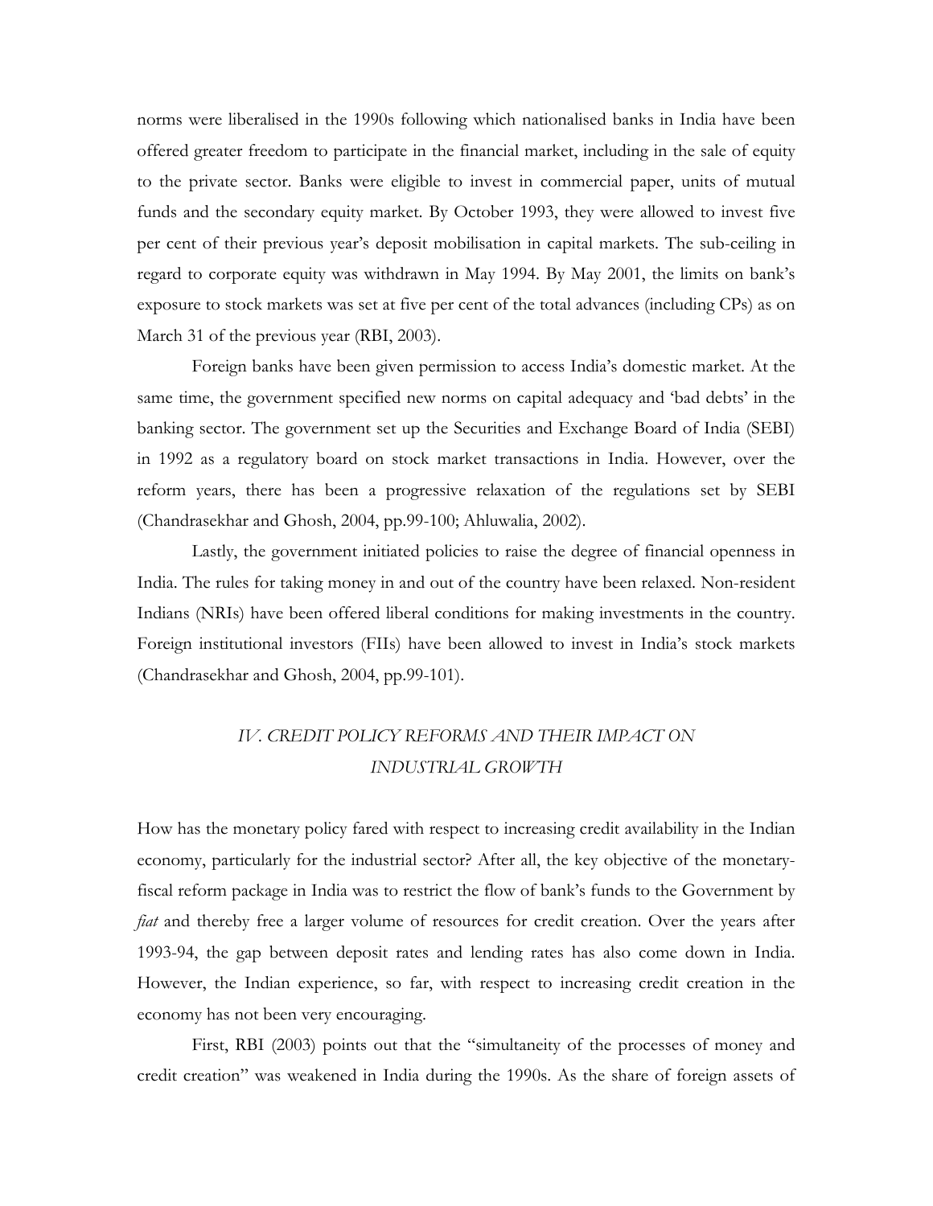norms were liberalised in the 1990s following which nationalised banks in India have been offered greater freedom to participate in the financial market, including in the sale of equity to the private sector. Banks were eligible to invest in commercial paper, units of mutual funds and the secondary equity market. By October 1993, they were allowed to invest five per cent of their previous year's deposit mobilisation in capital markets. The sub-ceiling in regard to corporate equity was withdrawn in May 1994. By May 2001, the limits on bank's exposure to stock markets was set at five per cent of the total advances (including CPs) as on March 31 of the previous year (RBI, 2003).

Foreign banks have been given permission to access India's domestic market. At the same time, the government specified new norms on capital adequacy and 'bad debts' in the banking sector. The government set up the Securities and Exchange Board of India (SEBI) in 1992 as a regulatory board on stock market transactions in India. However, over the reform years, there has been a progressive relaxation of the regulations set by SEBI (Chandrasekhar and Ghosh, 2004, pp.99-100; Ahluwalia, 2002).

Lastly, the government initiated policies to raise the degree of financial openness in India. The rules for taking money in and out of the country have been relaxed. Non-resident Indians (NRIs) have been offered liberal conditions for making investments in the country. Foreign institutional investors (FIIs) have been allowed to invest in India's stock markets (Chandrasekhar and Ghosh, 2004, pp.99-101).

## *IV. CREDIT POLICY REFORMS AND THEIR IMPACT ON INDUSTRIAL GROWTH*

How has the monetary policy fared with respect to increasing credit availability in the Indian economy, particularly for the industrial sector? After all, the key objective of the monetary-fiscal reform package in India was to restrict the flow of bank's funds to the Government by *fiat* and thereby free a larger volume of resources for credit creation. Over the years after 1993-94, the gap between deposit rates and lending rates has also come down in India. However, the Indian experience, so far, with respect to increasing credit creation in the economy has not been very encouraging.

First, RBI (2003) points out that the "simultaneity of the processes of money and credit creation" was weakened in India during the 1990s. As the share of foreign assets of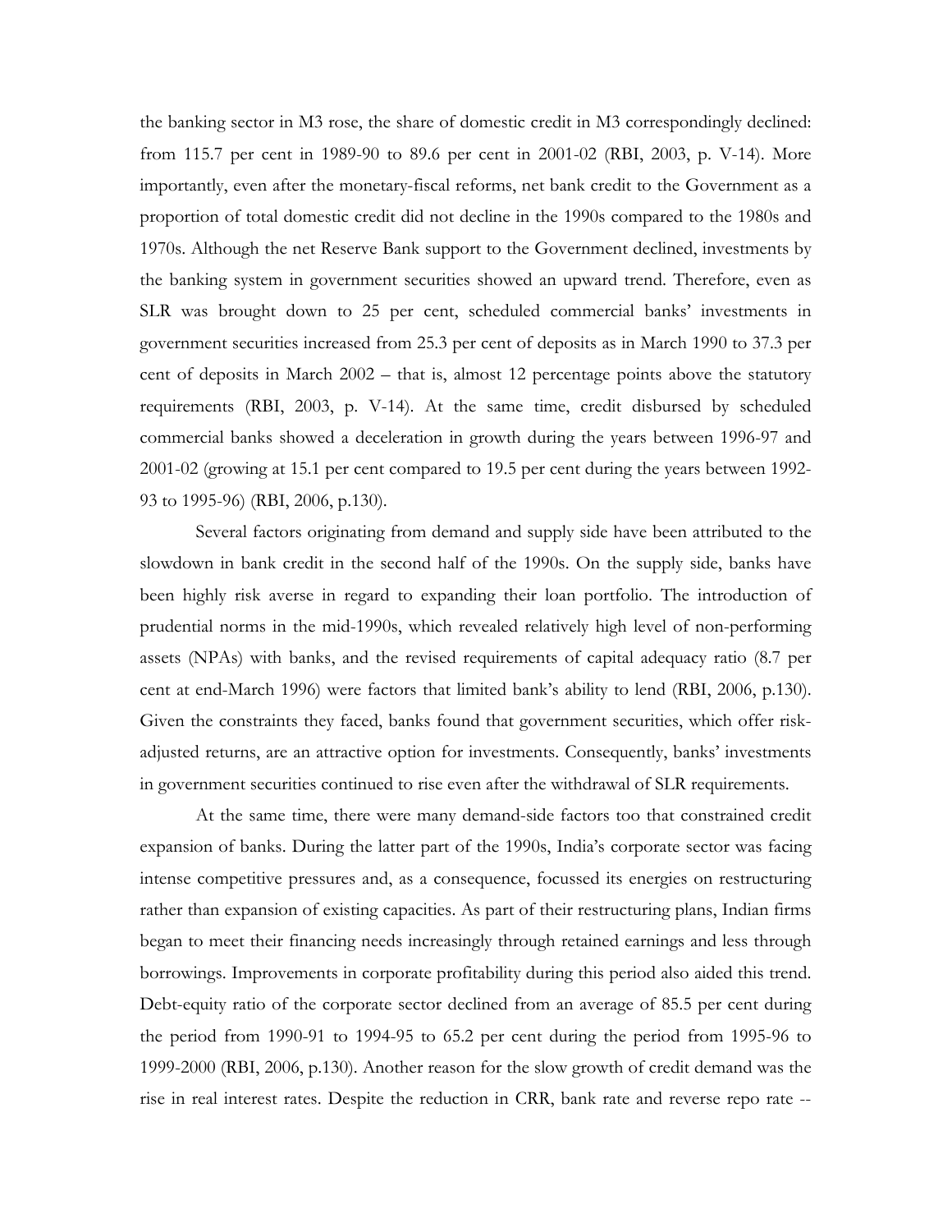the banking sector in M3 rose, the share of domestic credit in M3 correspondingly declined: from 115.7 per cent in 1989-90 to 89.6 per cent in 2001-02 (RBI, 2003, p. V-14). More importantly, even after the monetary-fiscal reforms, net bank credit to the Government as a proportion of total domestic credit did not decline in the 1990s compared to the 1980s and 1970s. Although the net Reserve Bank support to the Government declined, investments by the banking system in government securities showed an upward trend. Therefore, even as SLR was brought down to 25 per cent, scheduled commercial banks' investments in government securities increased from 25.3 per cent of deposits as in March 1990 to 37.3 per cent of deposits in March 2002 – that is, almost 12 percentage points above the statutory requirements (RBI, 2003, p. V-14). At the same time, credit disbursed by scheduled commercial banks showed a deceleration in growth during the years between 1996-97 and 2001-02 (growing at 15.1 per cent compared to 19.5 per cent during the years between 1992-93 to 1995-96) (RBI, 2006, p.130).

Several factors originating from demand and supply side have been attributed to the slowdown in bank credit in the second half of the 1990s. On the supply side, banks have been highly risk averse in regard to expanding their loan portfolio. The introduction of prudential norms in the mid-1990s, which revealed relatively high level of non-performing assets (NPAs) with banks, and the revised requirements of capital adequacy ratio (8.7 per cent at end-March 1996) were factors that limited bank's ability to lend (RBI, 2006, p.130). Given the constraints they faced, banks found that government securities, which offer risk-adjusted returns, are an attractive option for investments. Consequently, banks' investments in government securities continued to rise even after the withdrawal of SLR requirements.

At the same time, there were many demand-side factors too that constrained credit expansion of banks. During the latter part of the 1990s, India's corporate sector was facing intense competitive pressures and, as a consequence, focussed its energies on restructuring rather than expansion of existing capacities. As part of their restructuring plans, Indian firms began to meet their financing needs increasingly through retained earnings and less through borrowings. Improvements in corporate profitability during this period also aided this trend. Debt-equity ratio of the corporate sector declined from an average of 85.5 per cent during the period from 1990-91 to 1994-95 to 65.2 per cent during the period from 1995-96 to 1999-2000 (RBI, 2006, p.130). Another reason for the slow growth of credit demand was the rise in real interest rates. Despite the reduction in CRR, bank rate and reverse repo rate --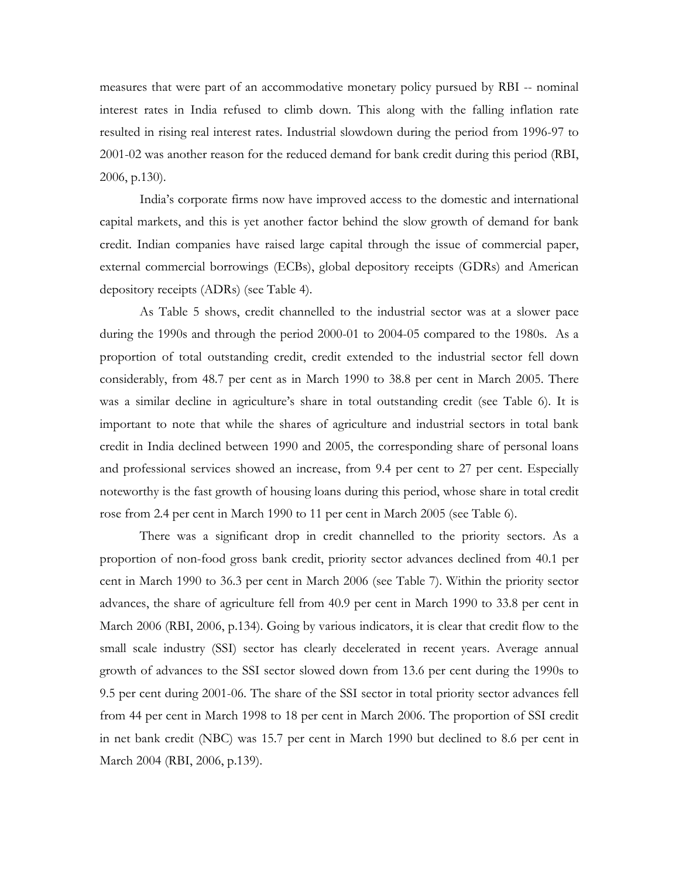measures that were part of an accommodative monetary policy pursued by RBI -- nominal interest rates in India refused to climb down. This along with the falling inflation rate resulted in rising real interest rates. Industrial slowdown during the period from 1996-97 to 2001-02 was another reason for the reduced demand for bank credit during this period (RBI, 2006, p.130).

India's corporate firms now have improved access to the domestic and international capital markets, and this is yet another factor behind the slow growth of demand for bank credit. Indian companies have raised large capital through the issue of commercial paper, external commercial borrowings (ECBs), global depository receipts (GDRs) and American depository receipts (ADRs) (see Table 4).

As Table 5 shows, credit channelled to the industrial sector was at a slower pace during the 1990s and through the period 2000-01 to 2004-05 compared to the 1980s. As a proportion of total outstanding credit, credit extended to the industrial sector fell down considerably, from 48.7 per cent as in March 1990 to 38.8 per cent in March 2005. There was a similar decline in agriculture's share in total outstanding credit (see Table 6). It is important to note that while the shares of agriculture and industrial sectors in total bank credit in India declined between 1990 and 2005, the corresponding share of personal loans and professional services showed an increase, from 9.4 per cent to 27 per cent. Especially noteworthy is the fast growth of housing loans during this period, whose share in total credit rose from 2.4 per cent in March 1990 to 11 per cent in March 2005 (see Table 6).

There was a significant drop in credit channelled to the priority sectors. As a proportion of non-food gross bank credit, priority sector advances declined from 40.1 per cent in March 1990 to 36.3 per cent in March 2006 (see Table 7). Within the priority sector advances, the share of agriculture fell from 40.9 per cent in March 1990 to 33.8 per cent in March 2006 (RBI, 2006, p.134). Going by various indicators, it is clear that credit flow to the small scale industry (SSI) sector has clearly decelerated in recent years. Average annual growth of advances to the SSI sector slowed down from 13.6 per cent during the 1990s to 9.5 per cent during 2001-06. The share of the SSI sector in total priority sector advances fell from 44 per cent in March 1998 to 18 per cent in March 2006. The proportion of SSI credit in net bank credit (NBC) was 15.7 per cent in March 1990 but declined to 8.6 per cent in March 2004 (RBI, 2006, p.139).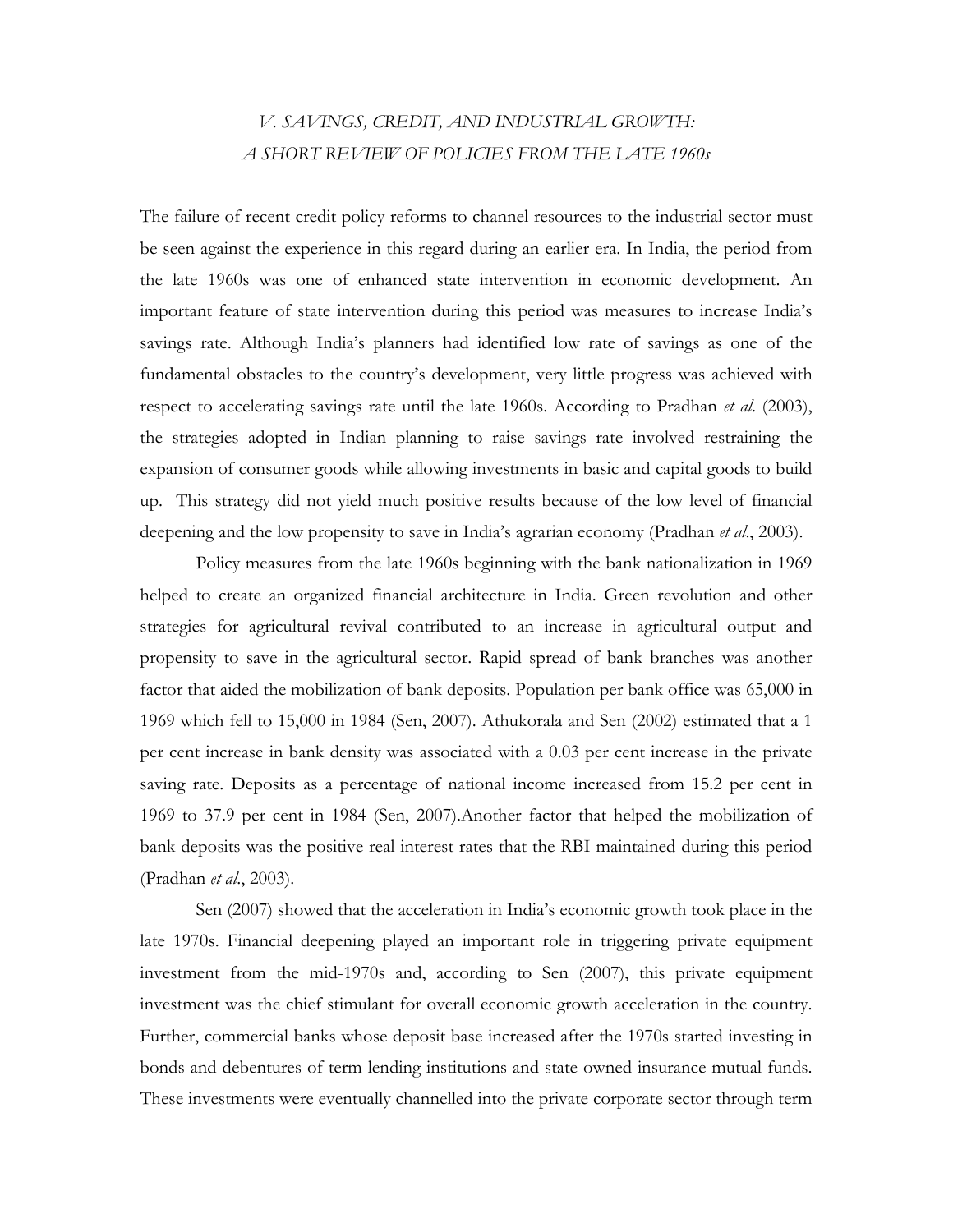## *V. SAVINGS, CREDIT, AND INDUSTRIAL GROWTH: A SHORT REVIEW OF POLICIES FROM THE LATE 1960s*

The failure of recent credit policy reforms to channel resources to the industrial sector must be seen against the experience in this regard during an earlier era. In India, the period from the late 1960s was one of enhanced state intervention in economic development. An important feature of state intervention during this period was measures to increase India's savings rate. Although India's planners had identified low rate of savings as one of the fundamental obstacles to the country's development, very little progress was achieved with respect to accelerating savings rate until the late 1960s. According to Pradhan *et al*. (2003), the strategies adopted in Indian planning to raise savings rate involved restraining the expansion of consumer goods while allowing investments in basic and capital goods to build up. This strategy did not yield much positive results because of the low level of financial deepening and the low propensity to save in India's agrarian economy (Pradhan *et al*., 2003).

Policy measures from the late 1960s beginning with the bank nationalization in 1969 helped to create an organized financial architecture in India. Green revolution and other strategies for agricultural revival contributed to an increase in agricultural output and propensity to save in the agricultural sector. Rapid spread of bank branches was another factor that aided the mobilization of bank deposits. Population per bank office was 65,000 in 1969 which fell to 15,000 in 1984 (Sen, 2007). Athukorala and Sen (2002) estimated that a 1 per cent increase in bank density was associated with a 0.03 per cent increase in the private saving rate. Deposits as a percentage of national income increased from 15.2 per cent in 1969 to 37.9 per cent in 1984 (Sen, 2007).Another factor that helped the mobilization of bank deposits was the positive real interest rates that the RBI maintained during this period (Pradhan *et al*., 2003).

Sen (2007) showed that the acceleration in India's economic growth took place in the late 1970s. Financial deepening played an important role in triggering private equipment investment from the mid-1970s and, according to Sen (2007), this private equipment investment was the chief stimulant for overall economic growth acceleration in the country. Further, commercial banks whose deposit base increased after the 1970s started investing in bonds and debentures of term lending institutions and state owned insurance mutual funds. These investments were eventually channelled into the private corporate sector through term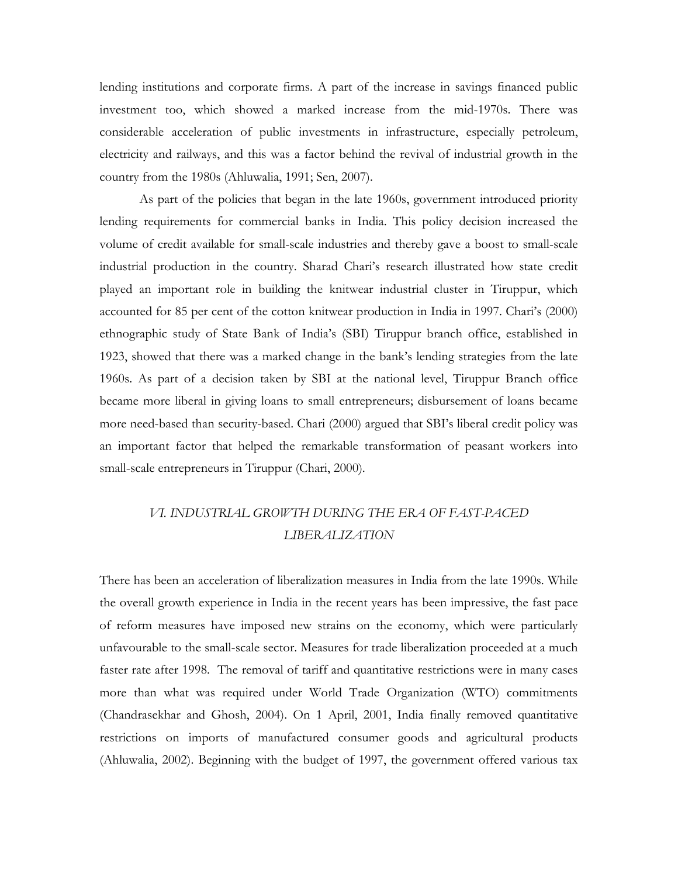lending institutions and corporate firms. A part of the increase in savings financed public investment too, which showed a marked increase from the mid-1970s. There was considerable acceleration of public investments in infrastructure, especially petroleum, electricity and railways, and this was a factor behind the revival of industrial growth in the country from the 1980s (Ahluwalia, 1991; Sen, 2007).

As part of the policies that began in the late 1960s, government introduced priority lending requirements for commercial banks in India. This policy decision increased the volume of credit available for small-scale industries and thereby gave a boost to small-scale industrial production in the country. Sharad Chari's research illustrated how state credit played an important role in building the knitwear industrial cluster in Tiruppur, which accounted for 85 per cent of the cotton knitwear production in India in 1997. Chari's (2000) ethnographic study of State Bank of India's (SBI) Tiruppur branch office, established in 1923, showed that there was a marked change in the bank's lending strategies from the late 1960s. As part of a decision taken by SBI at the national level, Tiruppur Branch office became more liberal in giving loans to small entrepreneurs; disbursement of loans became more need-based than security-based. Chari (2000) argued that SBI's liberal credit policy was an important factor that helped the remarkable transformation of peasant workers into small-scale entrepreneurs in Tiruppur (Chari, 2000).

## *VI. INDUSTRIAL GROWTH DURING THE ERA OF FAST-PACED LIBERALIZATION*

There has been an acceleration of liberalization measures in India from the late 1990s. While the overall growth experience in India in the recent years has been impressive, the fast pace of reform measures have imposed new strains on the economy, which were particularly unfavourable to the small-scale sector. Measures for trade liberalization proceeded at a much faster rate after 1998. The removal of tariff and quantitative restrictions were in many cases more than what was required under World Trade Organization (WTO) commitments (Chandrasekhar and Ghosh, 2004). On 1 April, 2001, India finally removed quantitative restrictions on imports of manufactured consumer goods and agricultural products (Ahluwalia, 2002). Beginning with the budget of 1997, the government offered various tax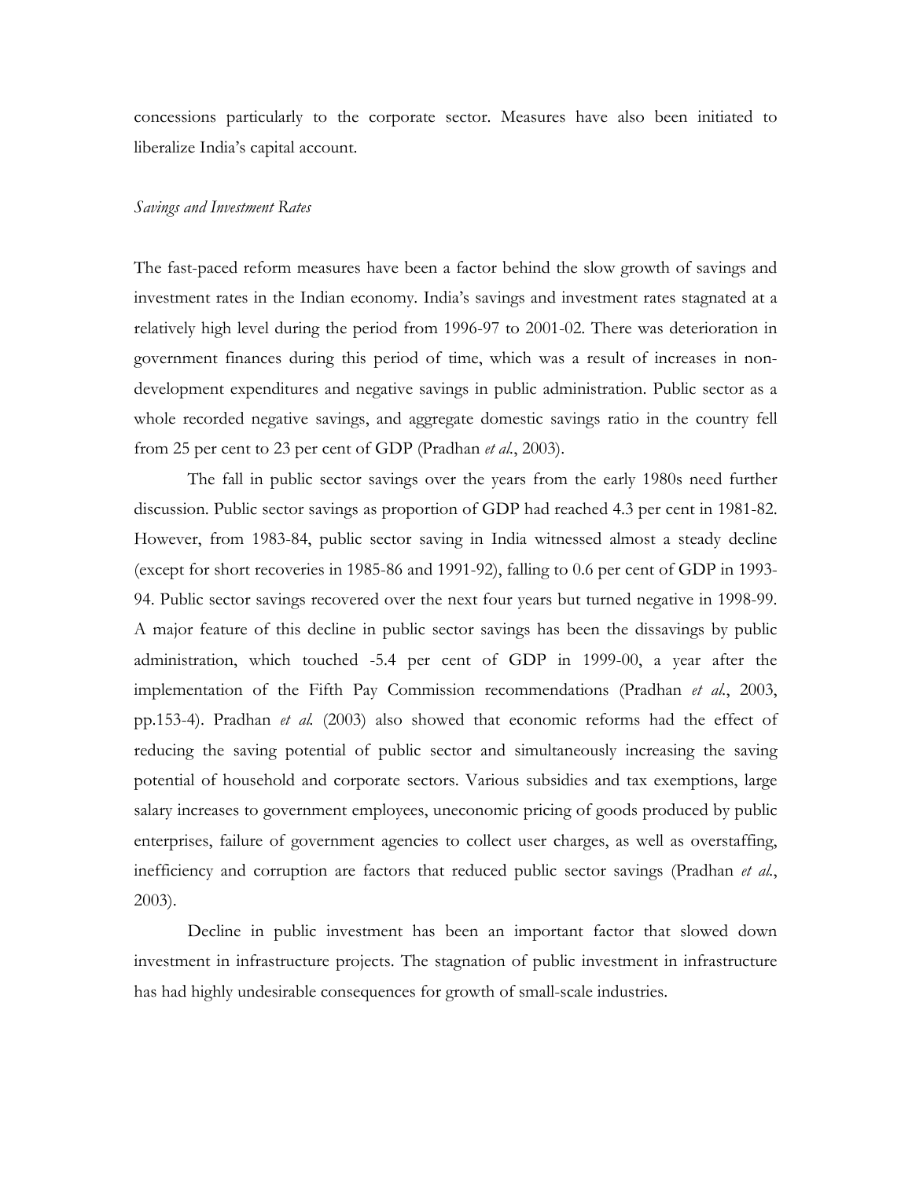concessions particularly to the corporate sector. Measures have also been initiated to liberalize India's capital account.

*Savings and Investment Rates*

The fast-paced reform measures have been a factor behind the slow growth of savings and investment rates in the Indian economy. India's savings and investment rates stagnated at a relatively high level during the period from 1996-97 to 2001-02. There was deterioration in government finances during this period of time, which was a result of increases in non-development expenditures and negative savings in public administration. Public sector as a whole recorded negative savings, and aggregate domestic savings ratio in the country fell from 25 per cent to 23 per cent of GDP (Pradhan *et al.*, 2003).

The fall in public sector savings over the years from the early 1980s need further discussion. Public sector savings as proportion of GDP had reached 4.3 per cent in 1981-82. However, from 1983-84, public sector saving in India witnessed almost a steady decline (except for short recoveries in 1985-86 and 1991-92), falling to 0.6 per cent of GDP in 1993-94. Public sector savings recovered over the next four years but turned negative in 1998-99. A major feature of this decline in public sector savings has been the dissavings by public administration, which touched -5.4 per cent of GDP in 1999-00, a year after the implementation of the Fifth Pay Commission recommendations (Pradhan *et al.*, 2003, pp.153-4). Pradhan *et al.* (2003) also showed that economic reforms had the effect of reducing the saving potential of public sector and simultaneously increasing the saving potential of household and corporate sectors. Various subsidies and tax exemptions, large salary increases to government employees, uneconomic pricing of goods produced by public enterprises, failure of government agencies to collect user charges, as well as overstaffing, inefficiency and corruption are factors that reduced public sector savings (Pradhan *et al.*, 2003).

Decline in public investment has been an important factor that slowed down investment in infrastructure projects. The stagnation of public investment in infrastructure has had highly undesirable consequences for growth of small-scale industries.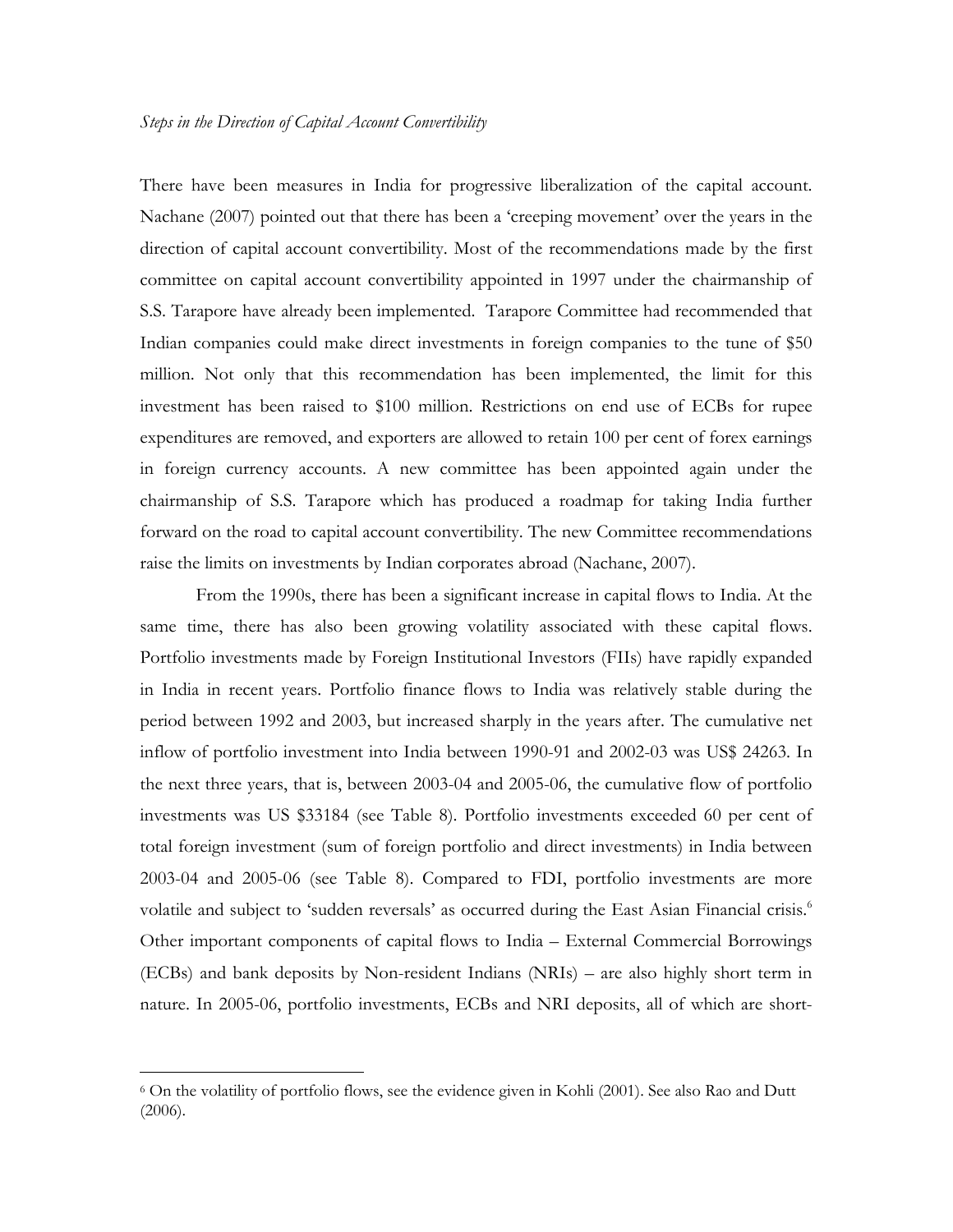*Steps in the Direction of Capital Account Convertibility*

There have been measures in India for progressive liberalization of the capital account. Nachane (2007) pointed out that there has been a 'creeping movement' over the years in the direction of capital account convertibility. Most of the recommendations made by the first committee on capital account convertibility appointed in 1997 under the chairmanship of S.S. Tarapore have already been implemented. Tarapore Committee had recommended that Indian companies could make direct investments in foreign companies to the tune of $50 million. Not only that this recommendation has been implemented, the limit for this investment has been raised to $100 million. Restrictions on end use of ECBs for rupee expenditures are removed, and exporters are allowed to retain 100 per cent of forex earnings in foreign currency accounts. A new committee has been appointed again under the chairmanship of S.S. Tarapore which has produced a roadmap for taking India further forward on the road to capital account convertibility. The new Committee recommendations raise the limits on investments by Indian corporates abroad (Nachane, 2007).

From the 1990s, there has been a significant increase in capital flows to India. At the same time, there has also been growing volatility associated with these capital flows. Portfolio investments made by Foreign Institutional Investors (FIIs) have rapidly expanded in India in recent years. Portfolio finance flows to India was relatively stable during the period between 1992 and 2003, but increased sharply in the years after. The cumulative net inflow of portfolio investment into India between 1990-91 and 2002-03 was US$ 24263. In the next three years, that is, between 2003-04 and 2005-06, the cumulative flow of portfolio investments was US $33184 (see Table 8). Portfolio investments exceeded 60 per cent of total foreign investment (sum of foreign portfolio and direct investments) in India between 2003-04 and 2005-06 (see Table 8). Compared to FDI, portfolio investments are more volatile and subject to 'sudden reversals' as occurred during the East Asian Financial crisis.[6] Other important components of capital flows to India – External Commercial Borrowings (ECBs) and bank deposits by Non-resident Indians (NRIs) – are also highly short term in nature. In 2005-06, portfolio investments, ECBs and NRI deposits, all of which are short-

[6] On the volatility of portfolio flows, see the evidence given in Kohli (2001). See also Rao and Dutt (2006).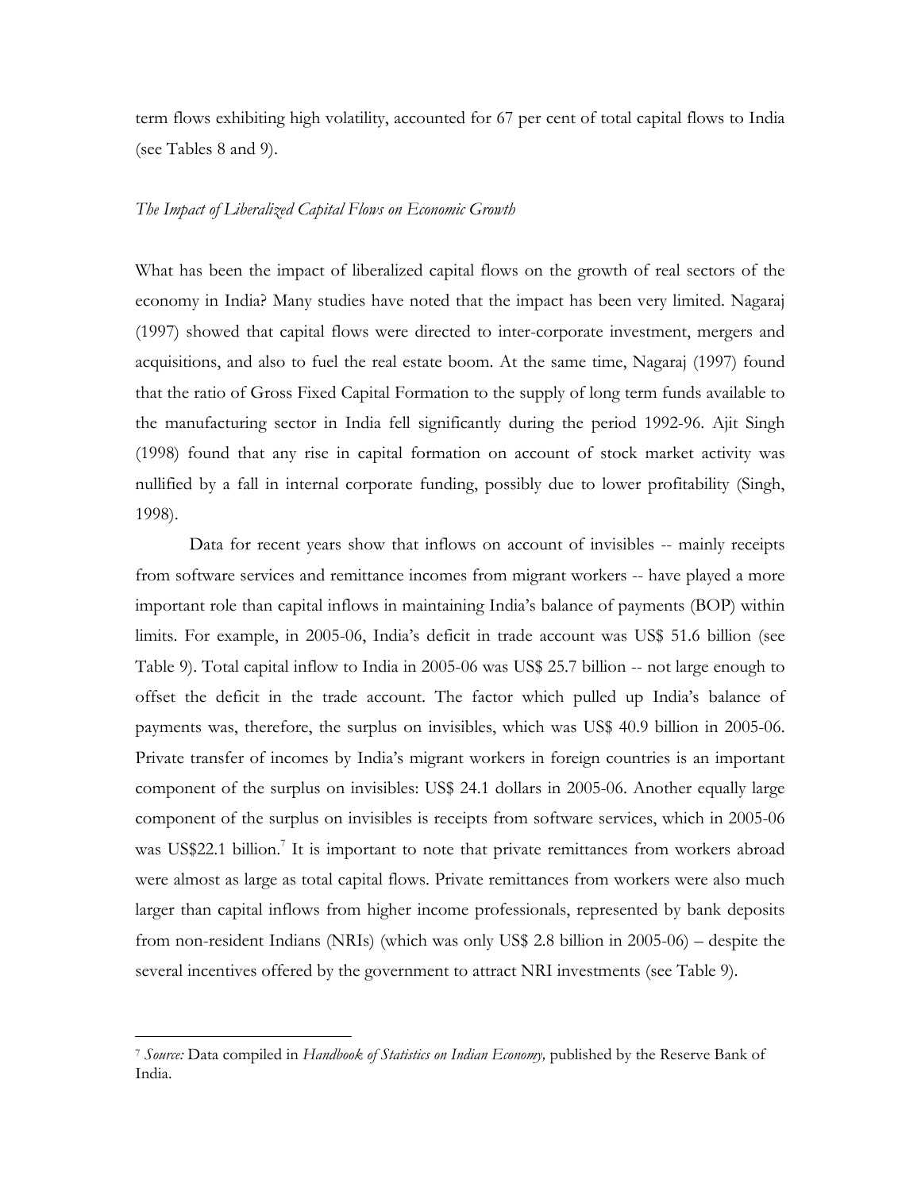term flows exhibiting high volatility, accounted for 67 per cent of total capital flows to India (see Tables 8 and 9).

*The Impact of Liberalized Capital Flows on Economic Growth*

What has been the impact of liberalized capital flows on the growth of real sectors of the economy in India? Many studies have noted that the impact has been very limited. Nagaraj (1997) showed that capital flows were directed to inter-corporate investment, mergers and acquisitions, and also to fuel the real estate boom. At the same time, Nagaraj (1997) found that the ratio of Gross Fixed Capital Formation to the supply of long term funds available to the manufacturing sector in India fell significantly during the period 1992-96. Ajit Singh (1998) found that any rise in capital formation on account of stock market activity was nullified by a fall in internal corporate funding, possibly due to lower profitability (Singh, 1998).

Data for recent years show that inflows on account of invisibles -- mainly receipts from software services and remittance incomes from migrant workers -- have played a more important role than capital inflows in maintaining India's balance of payments (BOP) within limits. For example, in 2005-06, India's deficit in trade account was US$ 51.6 billion (see Table 9). Total capital inflow to India in 2005-06 was US$ 25.7 billion -- not large enough to offset the deficit in the trade account. The factor which pulled up India's balance of payments was, therefore, the surplus on invisibles, which was US$ 40.9 billion in 2005-06. Private transfer of incomes by India's migrant workers in foreign countries is an important component of the surplus on invisibles: US$ 24.1 dollars in 2005-06. Another equally large component of the surplus on invisibles is receipts from software services, which in 2005-06 was US$22.1 billion.[7] It is important to note that private remittances from workers abroad were almost as large as total capital flows. Private remittances from workers were also much larger than capital inflows from higher income professionals, represented by bank deposits from non-resident Indians (NRIs) (which was only US$ 2.8 billion in 2005-06) – despite the several incentives offered by the government to attract NRI investments (see Table 9).

---

[7] *Source:* Data compiled in *Handbook of Statistics on Indian Economy,* published by the Reserve Bank of India.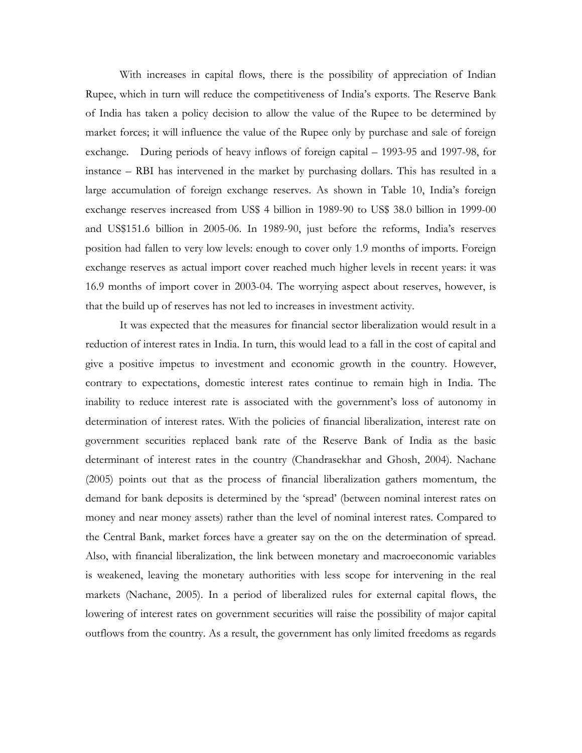With increases in capital flows, there is the possibility of appreciation of Indian Rupee, which in turn will reduce the competitiveness of India's exports. The Reserve Bank of India has taken a policy decision to allow the value of the Rupee to be determined by market forces; it will influence the value of the Rupee only by purchase and sale of foreign exchange. During periods of heavy inflows of foreign capital – 1993-95 and 1997-98, for instance – RBI has intervened in the market by purchasing dollars. This has resulted in a large accumulation of foreign exchange reserves. As shown in Table 10, India's foreign exchange reserves increased from US$ 4 billion in 1989-90 to US$ 38.0 billion in 1999-00 and US$151.6 billion in 2005-06. In 1989-90, just before the reforms, India's reserves position had fallen to very low levels: enough to cover only 1.9 months of imports. Foreign exchange reserves as actual import cover reached much higher levels in recent years: it was 16.9 months of import cover in 2003-04. The worrying aspect about reserves, however, is that the build up of reserves has not led to increases in investment activity.

It was expected that the measures for financial sector liberalization would result in a reduction of interest rates in India. In turn, this would lead to a fall in the cost of capital and give a positive impetus to investment and economic growth in the country. However, contrary to expectations, domestic interest rates continue to remain high in India. The inability to reduce interest rate is associated with the government's loss of autonomy in determination of interest rates. With the policies of financial liberalization, interest rate on government securities replaced bank rate of the Reserve Bank of India as the basic determinant of interest rates in the country (Chandrasekhar and Ghosh, 2004). Nachane (2005) points out that as the process of financial liberalization gathers momentum, the demand for bank deposits is determined by the 'spread' (between nominal interest rates on money and near money assets) rather than the level of nominal interest rates. Compared to the Central Bank, market forces have a greater say on the on the determination of spread. Also, with financial liberalization, the link between monetary and macroeconomic variables is weakened, leaving the monetary authorities with less scope for intervening in the real markets (Nachane, 2005). In a period of liberalized rules for external capital flows, the lowering of interest rates on government securities will raise the possibility of major capital outflows from the country. As a result, the government has only limited freedoms as regards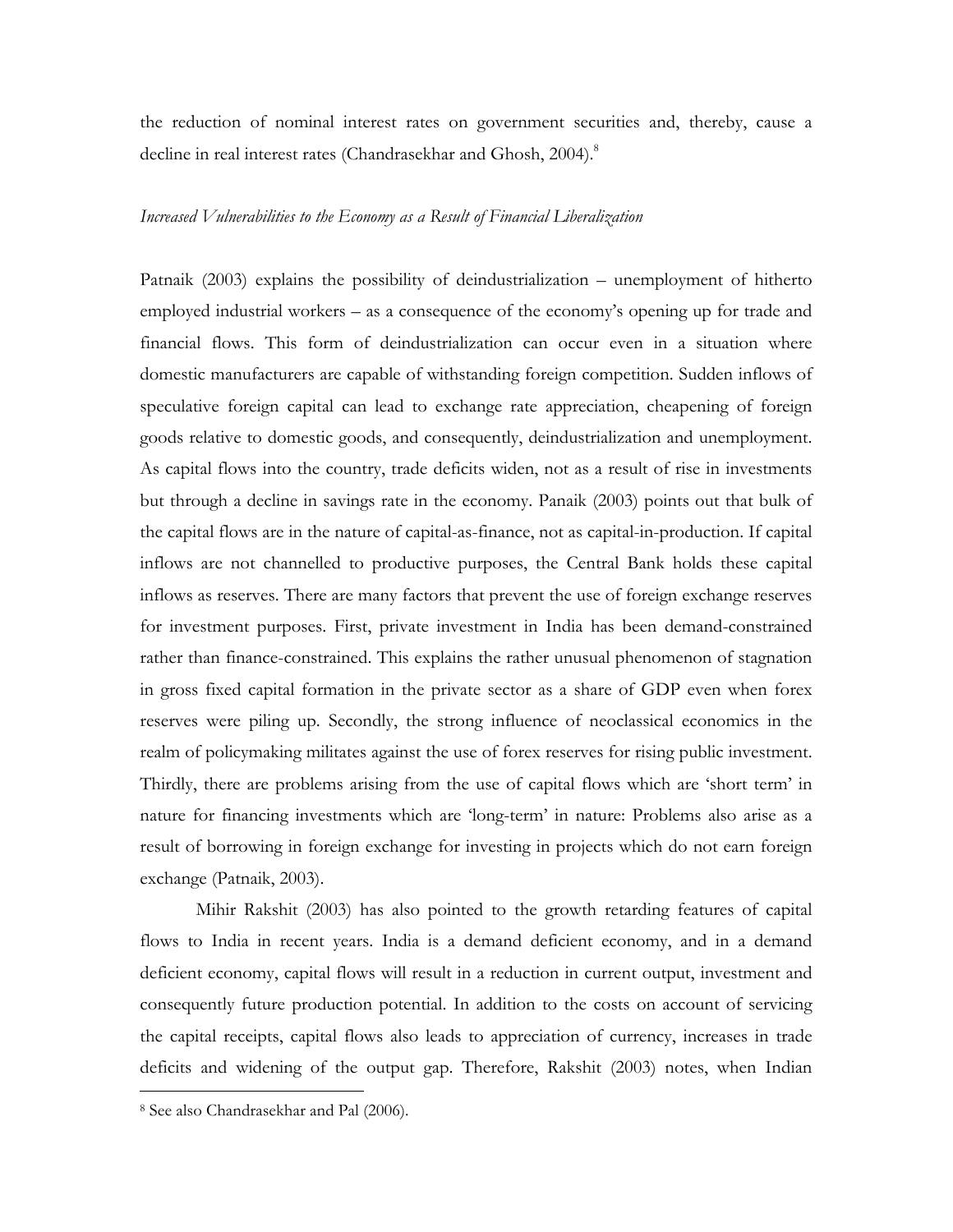the reduction of nominal interest rates on government securities and, thereby, cause a decline in real interest rates (Chandrasekhar and Ghosh, 2004).[8]

*Increased Vulnerabilities to the Economy as a Result of Financial Liberalization*

Patnaik (2003) explains the possibility of deindustrialization – unemployment of hitherto employed industrial workers – as a consequence of the economy's opening up for trade and financial flows. This form of deindustrialization can occur even in a situation where domestic manufacturers are capable of withstanding foreign competition. Sudden inflows of speculative foreign capital can lead to exchange rate appreciation, cheapening of foreign goods relative to domestic goods, and consequently, deindustrialization and unemployment. As capital flows into the country, trade deficits widen, not as a result of rise in investments but through a decline in savings rate in the economy. Panaik (2003) points out that bulk of the capital flows are in the nature of capital-as-finance, not as capital-in-production. If capital inflows are not channelled to productive purposes, the Central Bank holds these capital inflows as reserves. There are many factors that prevent the use of foreign exchange reserves for investment purposes. First, private investment in India has been demand-constrained rather than finance-constrained. This explains the rather unusual phenomenon of stagnation in gross fixed capital formation in the private sector as a share of GDP even when forex reserves were piling up. Secondly, the strong influence of neoclassical economics in the realm of policymaking militates against the use of forex reserves for rising public investment. Thirdly, there are problems arising from the use of capital flows which are 'short term' in nature for financing investments which are 'long-term' in nature: Problems also arise as a result of borrowing in foreign exchange for investing in projects which do not earn foreign exchange (Patnaik, 2003).

Mihir Rakshit (2003) has also pointed to the growth retarding features of capital flows to India in recent years. India is a demand deficient economy, and in a demand deficient economy, capital flows will result in a reduction in current output, investment and consequently future production potential. In addition to the costs on account of servicing the capital receipts, capital flows also leads to appreciation of currency, increases in trade deficits and widening of the output gap. Therefore, Rakshit (2003) notes, when Indian

[8] See also Chandrasekhar and Pal (2006).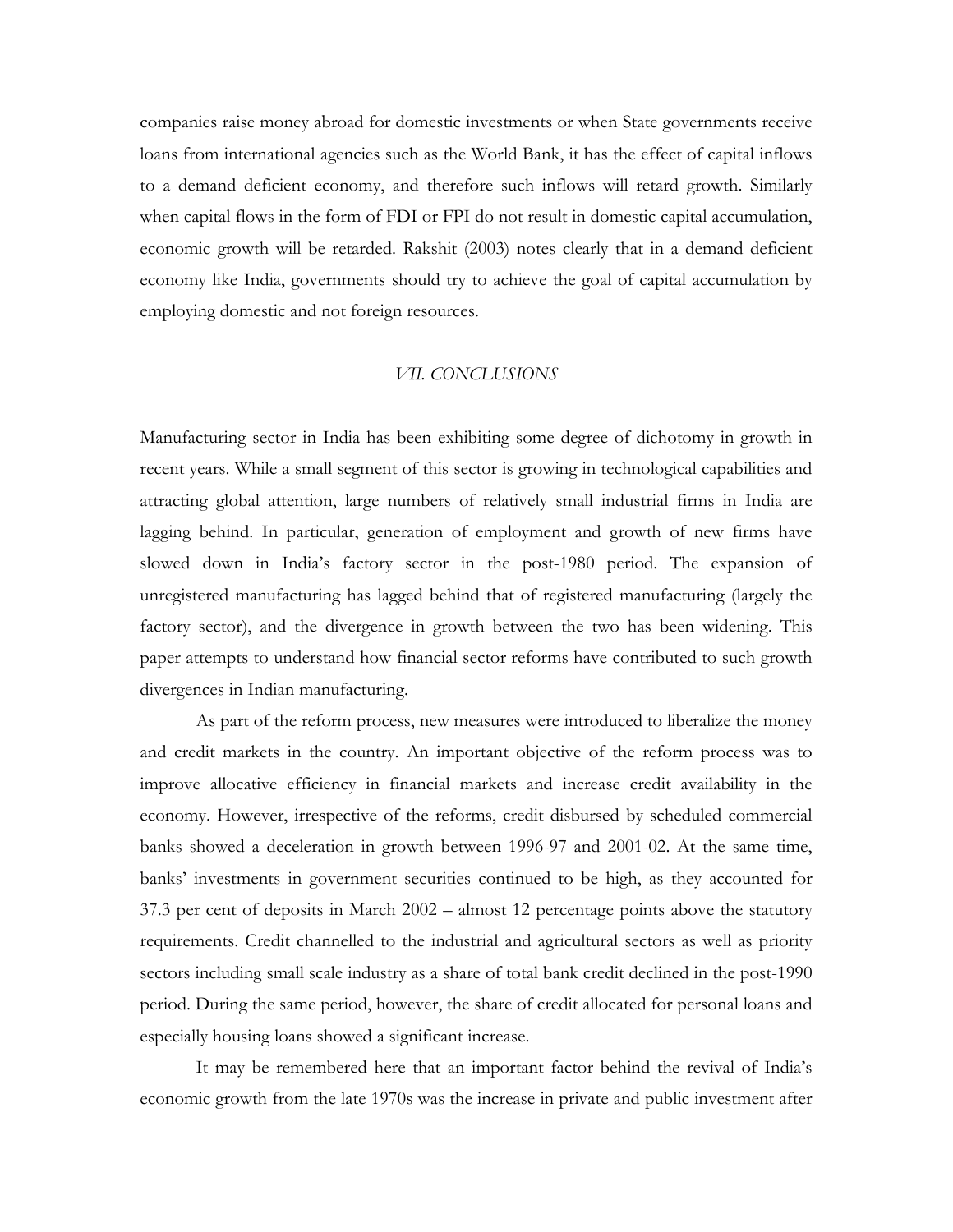companies raise money abroad for domestic investments or when State governments receive loans from international agencies such as the World Bank, it has the effect of capital inflows to a demand deficient economy, and therefore such inflows will retard growth. Similarly when capital flows in the form of FDI or FPI do not result in domestic capital accumulation, economic growth will be retarded. Rakshit (2003) notes clearly that in a demand deficient economy like India, governments should try to achieve the goal of capital accumulation by employing domestic and not foreign resources.

## *VII. CONCLUSIONS*

Manufacturing sector in India has been exhibiting some degree of dichotomy in growth in recent years. While a small segment of this sector is growing in technological capabilities and attracting global attention, large numbers of relatively small industrial firms in India are lagging behind. In particular, generation of employment and growth of new firms have slowed down in India's factory sector in the post-1980 period. The expansion of unregistered manufacturing has lagged behind that of registered manufacturing (largely the factory sector), and the divergence in growth between the two has been widening. This paper attempts to understand how financial sector reforms have contributed to such growth divergences in Indian manufacturing.

As part of the reform process, new measures were introduced to liberalize the money and credit markets in the country. An important objective of the reform process was to improve allocative efficiency in financial markets and increase credit availability in the economy. However, irrespective of the reforms, credit disbursed by scheduled commercial banks showed a deceleration in growth between 1996-97 and 2001-02. At the same time, banks' investments in government securities continued to be high, as they accounted for 37.3 per cent of deposits in March 2002 – almost 12 percentage points above the statutory requirements. Credit channelled to the industrial and agricultural sectors as well as priority sectors including small scale industry as a share of total bank credit declined in the post-1990 period. During the same period, however, the share of credit allocated for personal loans and especially housing loans showed a significant increase.

It may be remembered here that an important factor behind the revival of India's economic growth from the late 1970s was the increase in private and public investment after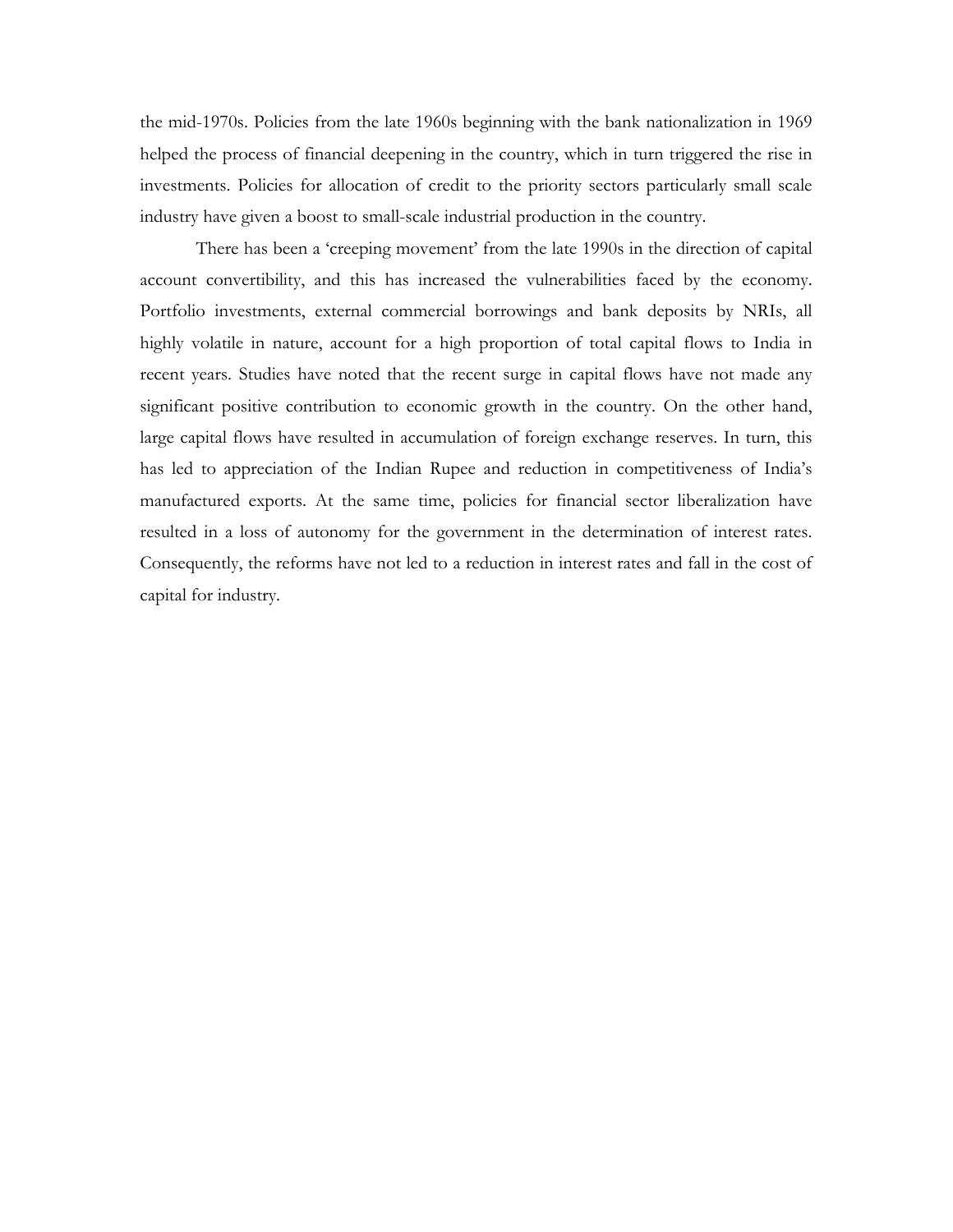the mid-1970s. Policies from the late 1960s beginning with the bank nationalization in 1969 helped the process of financial deepening in the country, which in turn triggered the rise in investments. Policies for allocation of credit to the priority sectors particularly small scale industry have given a boost to small-scale industrial production in the country.

There has been a 'creeping movement' from the late 1990s in the direction of capital account convertibility, and this has increased the vulnerabilities faced by the economy. Portfolio investments, external commercial borrowings and bank deposits by NRIs, all highly volatile in nature, account for a high proportion of total capital flows to India in recent years. Studies have noted that the recent surge in capital flows have not made any significant positive contribution to economic growth in the country. On the other hand, large capital flows have resulted in accumulation of foreign exchange reserves. In turn, this has led to appreciation of the Indian Rupee and reduction in competitiveness of India's manufactured exports. At the same time, policies for financial sector liberalization have resulted in a loss of autonomy for the government in the determination of interest rates. Consequently, the reforms have not led to a reduction in interest rates and fall in the cost of capital for industry.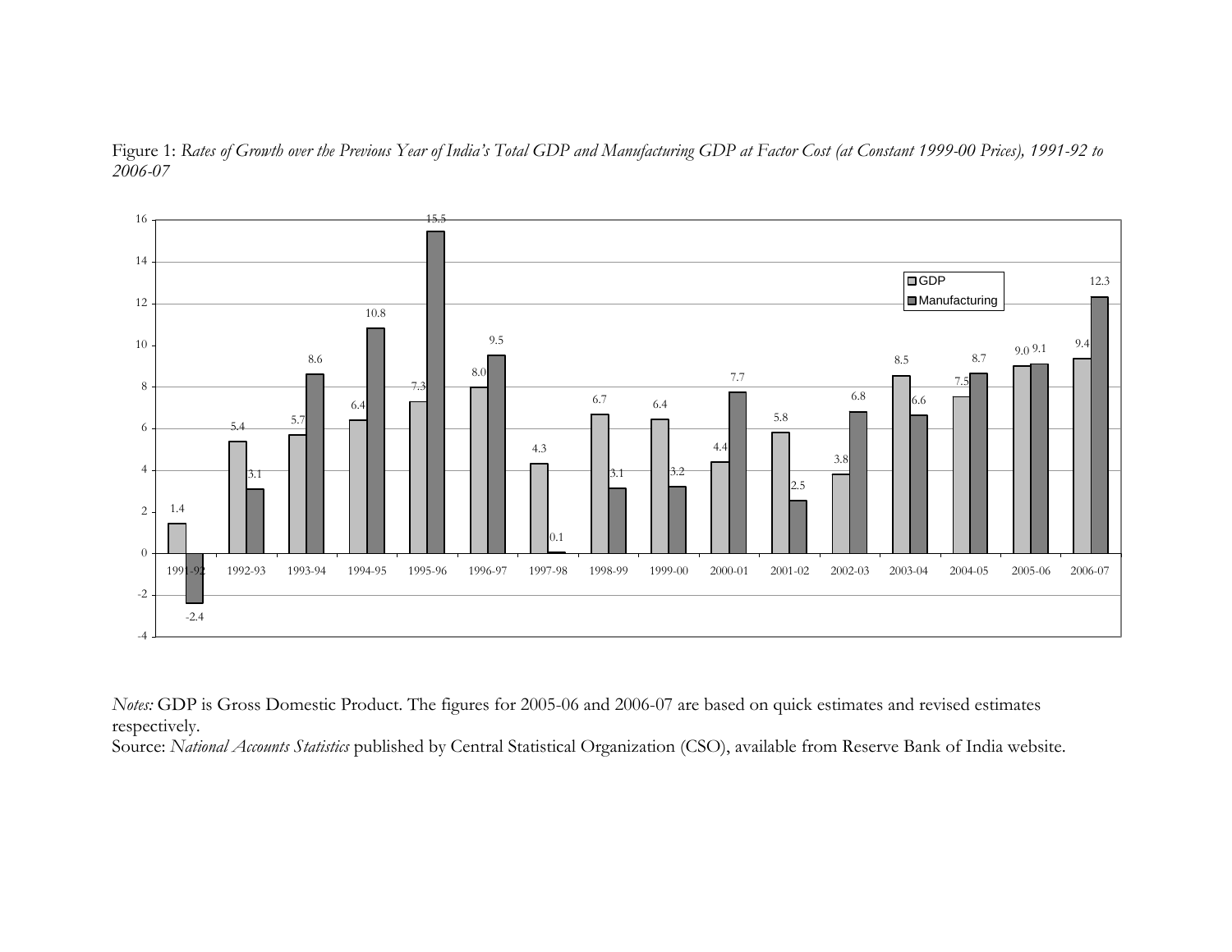Figure 1: *Rates of Growth over the Previous Year of India's Total GDP and Manufacturing GDP at Factor Cost (at Constant 1999-00 Prices), 1991-92 to 2006-07*

| Year | GDP | Manufacturing |
|---|---|---|
| 1991-92 | 1.4 | -2.4 |
| 1992-93 | 5.4 | 3.1 |
| 1993-94 | 5.7 | 8.6 |
| 1994-95 | 6.4 | 10.8 |
| 1995-96 | 7.3 | 15.5 |
| 1996-97 | 8.0 | 9.5 |
| 1997-98 | 4.3 | 0.1 |
| 1998-99 | 6.7 | 3.1 |
| 1999-00 | 6.4 | 3.2 |
| 2000-01 | 4.4 | 7.7 |
| 2001-02 | 5.8 | 2.5 |
| 2002-03 | 3.8 | 6.8 |
| 2003-04 | 8.5 | 6.6 |
| 2004-05 | 7.5 | 8.7 |
| 2005-06 | 9.0 | 9.1 |
| 2006-07 | 9.4 | 12.3 |

*Notes:* GDP is Gross Domestic Product. The figures for 2005-06 and 2006-07 are based on quick estimates and revised estimates respectively.

Source: *National Accounts Statistics* published by Central Statistical Organization (CSO), available from Reserve Bank of India website.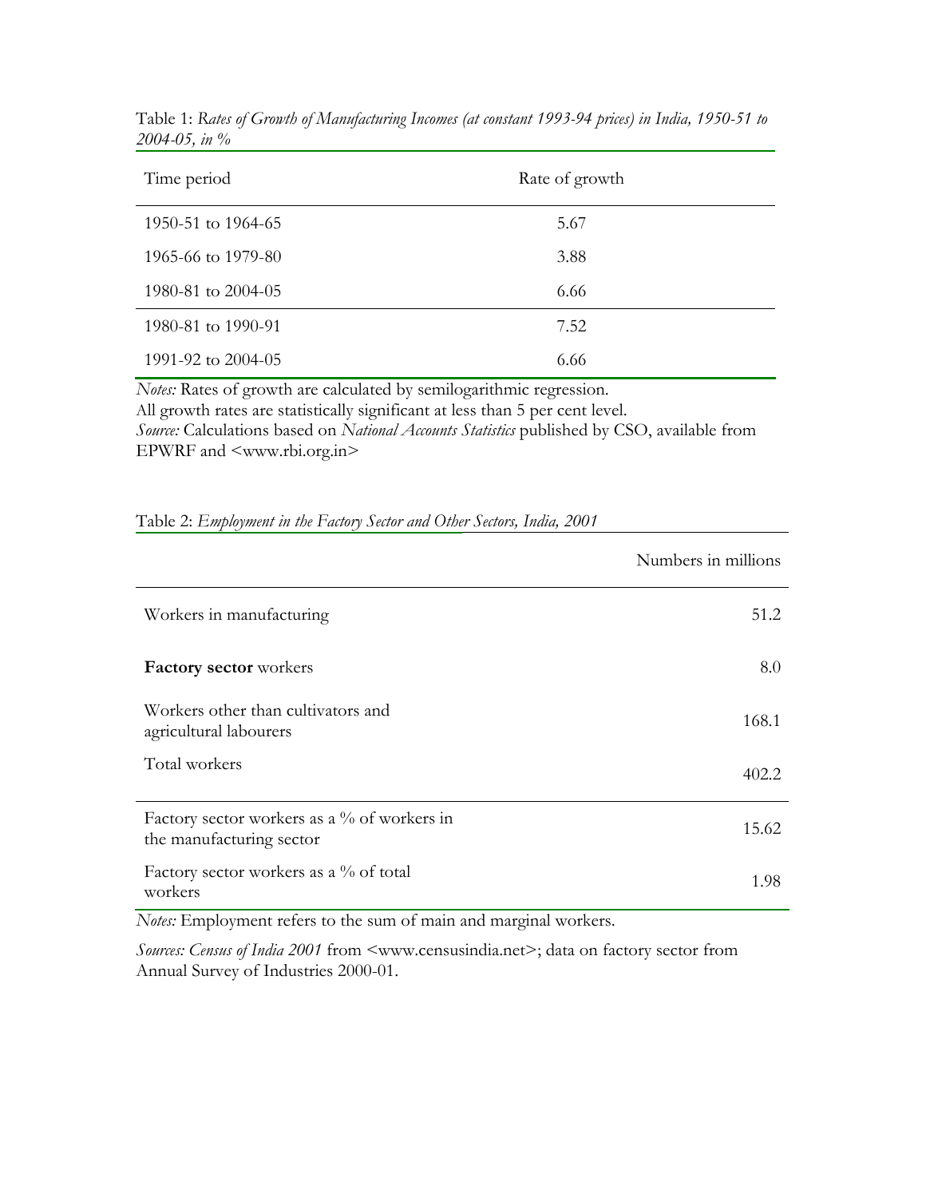Table 1: *Rates of Growth of Manufacturing Incomes (at constant 1993-94 prices) in India, 1950-51 to 2004-05, in %*

| Time period | Rate of growth |
|---|---|
| 1950-51 to 1964-65 | 5.67 |
| 1965-66 to 1979-80 | 3.88 |
| 1980-81 to 2004-05 | 6.66 |
| 1980-81 to 1990-91 | 7.52 |
| 1991-92 to 2004-05 | 6.66 |

*Notes:* Rates of growth are calculated by semilogarithmic regression.
All growth rates are statistically significant at less than 5 per cent level.
*Source:* Calculations based on *National Accounts Statistics* published by CSO, available from EPWRF and <www.rbi.org.in>

Table 2: *Employment in the Factory Sector and Other Sectors, India, 2001*

| | Numbers in millions |
|---|---|
| Workers in manufacturing | 51.2 |
| **Factory sector** workers | 8.0 |
| Workers other than cultivators and agricultural labourers | 168.1 |
| Total workers | 402.2 |
| Factory sector workers as a % of workers in the manufacturing sector | 15.62 |
| Factory sector workers as a % of total workers | 1.98 |

*Notes:* Employment refers to the sum of main and marginal workers.

*Sources: Census of India 2001* from <www.censusindia.net>; data on factory sector from Annual Survey of Industries 2000-01.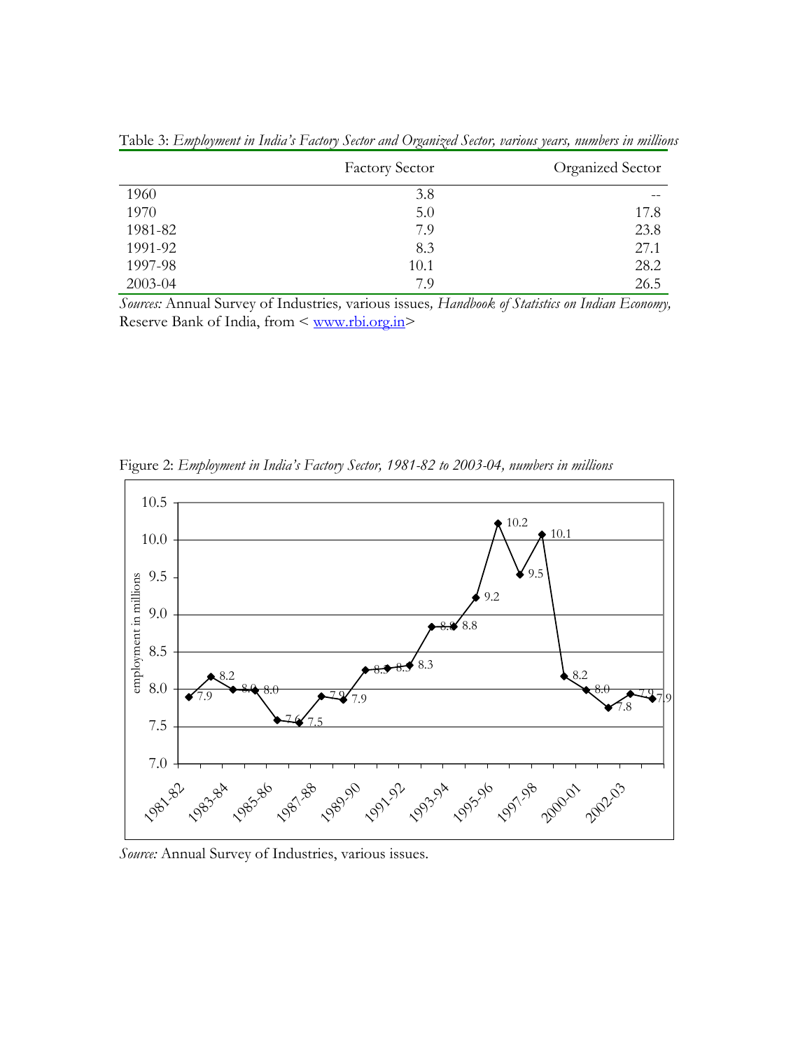Table 3: *Employment in India's Factory Sector and Organized Sector, various years, numbers in millions*

| | Factory Sector | Organized Sector |
|---|---|---|
| 1960 | 3.8 | -- |
| 1970 | 5.0 | 17.8 |
| 1981-82 | 7.9 | 23.8 |
| 1991-92 | 8.3 | 27.1 |
| 1997-98 | 10.1 | 28.2 |
| 2003-04 | 7.9 | 26.5 |

*Sources:* Annual Survey of Industries*,* various issues*, Handbook of Statistics on Indian Economy,* Reserve Bank of India, from < www.rbi.org.in>

Figure 2: *Employment in India's Factory Sector, 1981-82 to 2003-04, numbers in millions*

*Source:* Annual Survey of Industries, various issues.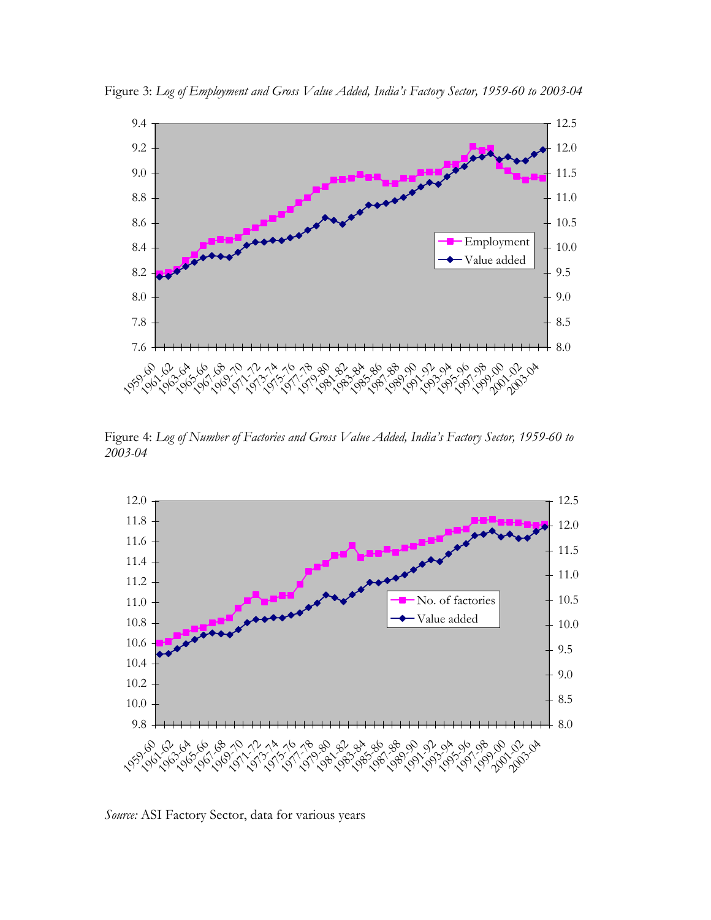Figure 3: *Log of Employment and Gross Value Added, India's Factory Sector, 1959-60 to 2003-04*

Figure 4: *Log of Number of Factories and Gross Value Added, India's Factory Sector, 1959-60 to 2003-04*

*Source:* ASI Factory Sector, data for various years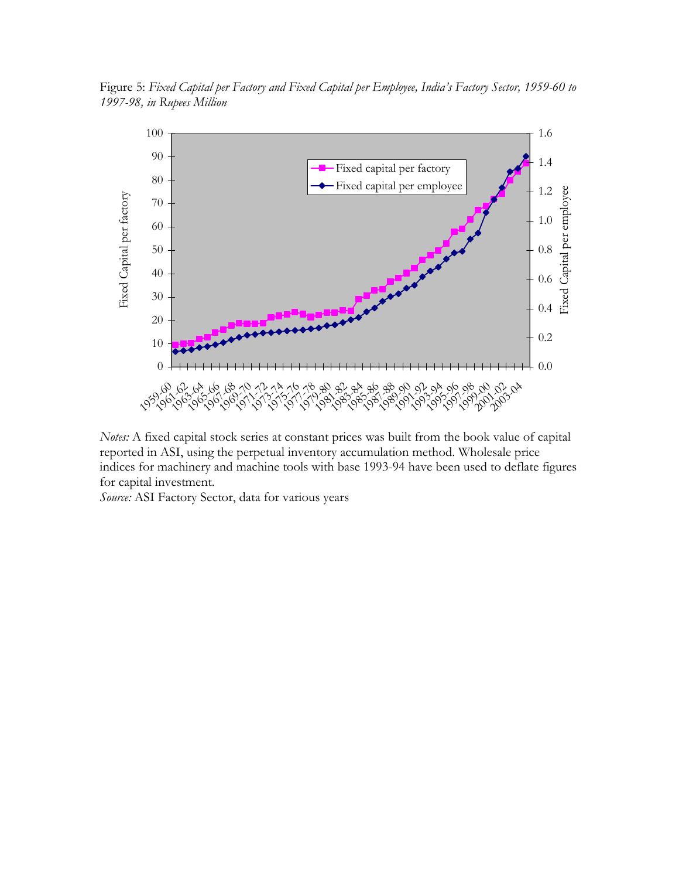Figure 5: *Fixed Capital per Factory and Fixed Capital per Employee, India's Factory Sector, 1959-60 to 1997-98, in Rupees Million*

*Notes:* A fixed capital stock series at constant prices was built from the book value of capital reported in ASI, using the perpetual inventory accumulation method. Wholesale price indices for machinery and machine tools with base 1993-94 have been used to deflate figures for capital investment.

*Source:* ASI Factory Sector, data for various years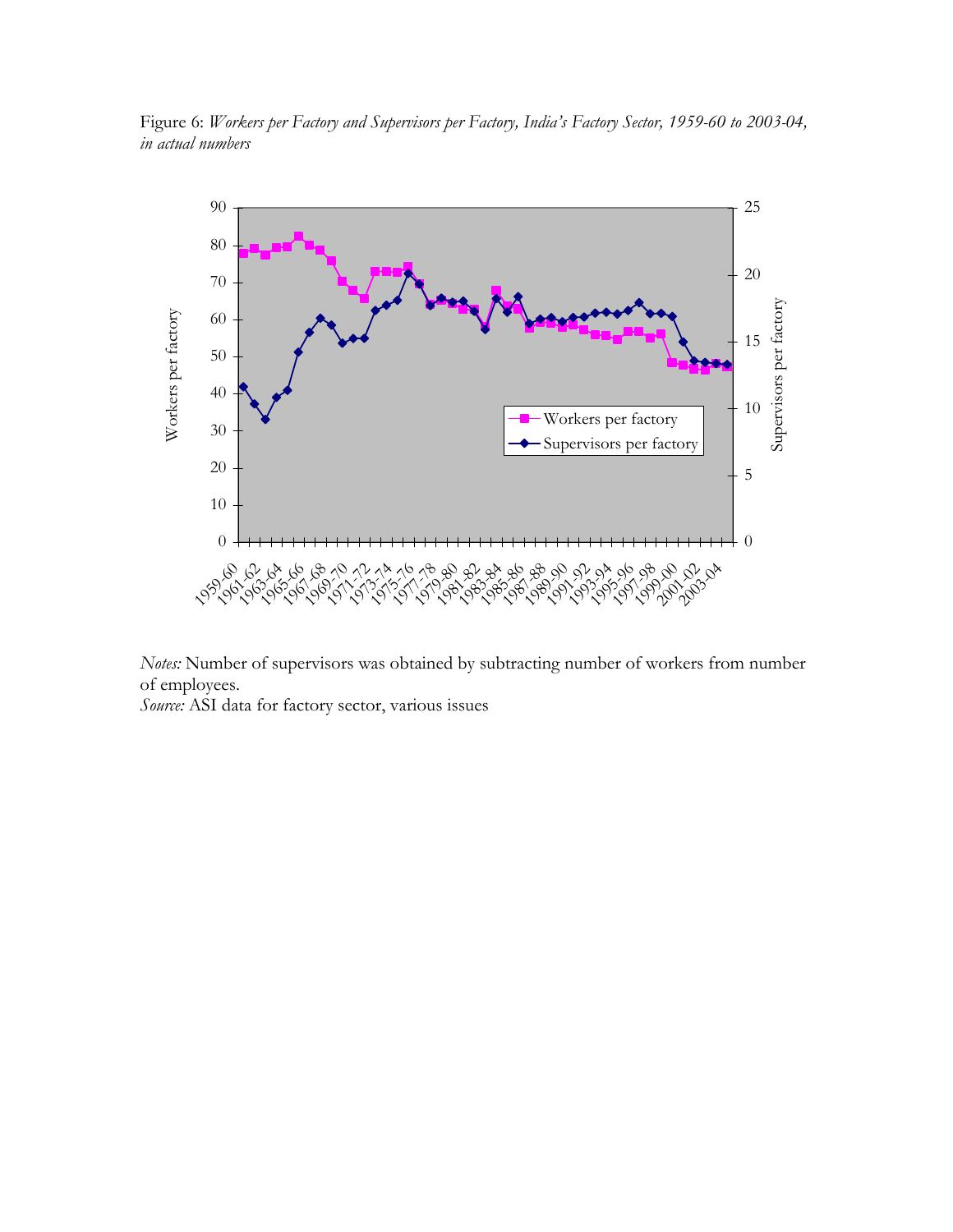Figure 6: *Workers per Factory and Supervisors per Factory, India's Factory Sector, 1959-60 to 2003-04, in actual numbers*

*Notes:* Number of supervisors was obtained by subtracting number of workers from number of employees.
*Source:* ASI data for factory sector, various issues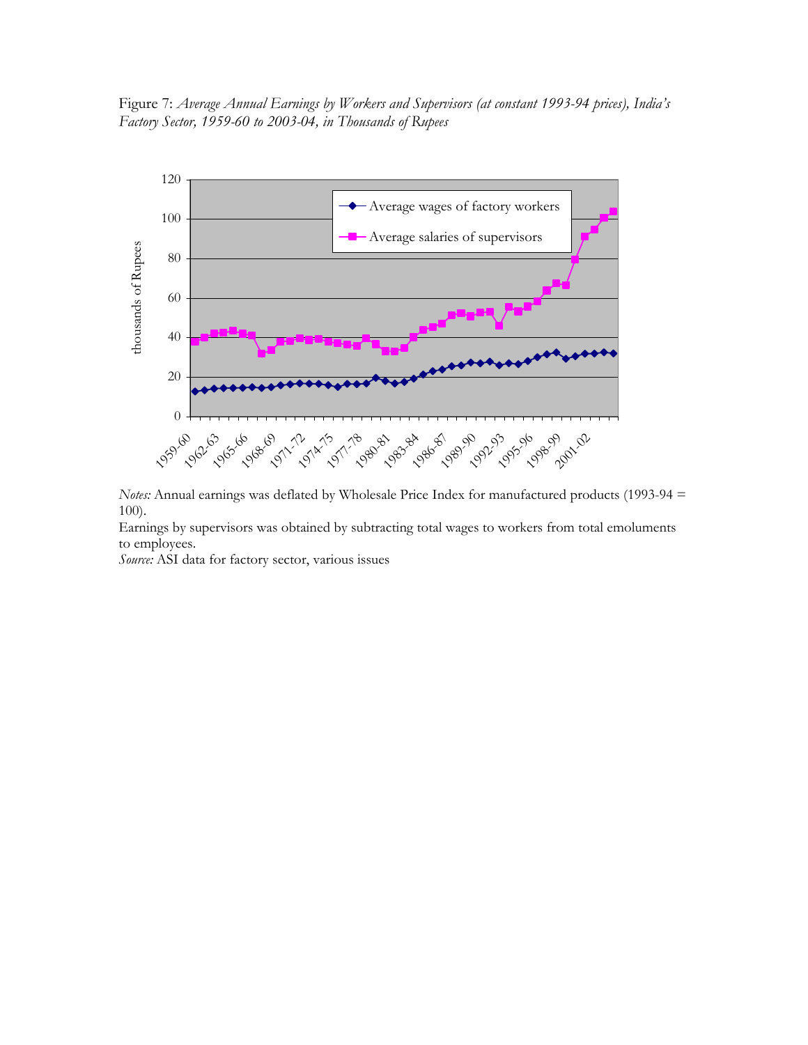Figure 7: *Average Annual Earnings by Workers and Supervisors (at constant 1993-94 prices), India's Factory Sector, 1959-60 to 2003-04, in Thousands of Rupees*

*Notes:* Annual earnings was deflated by Wholesale Price Index for manufactured products (1993-94 = 100).

Earnings by supervisors was obtained by subtracting total wages to workers from total emoluments to employees.

*Source:* ASI data for factory sector, various issues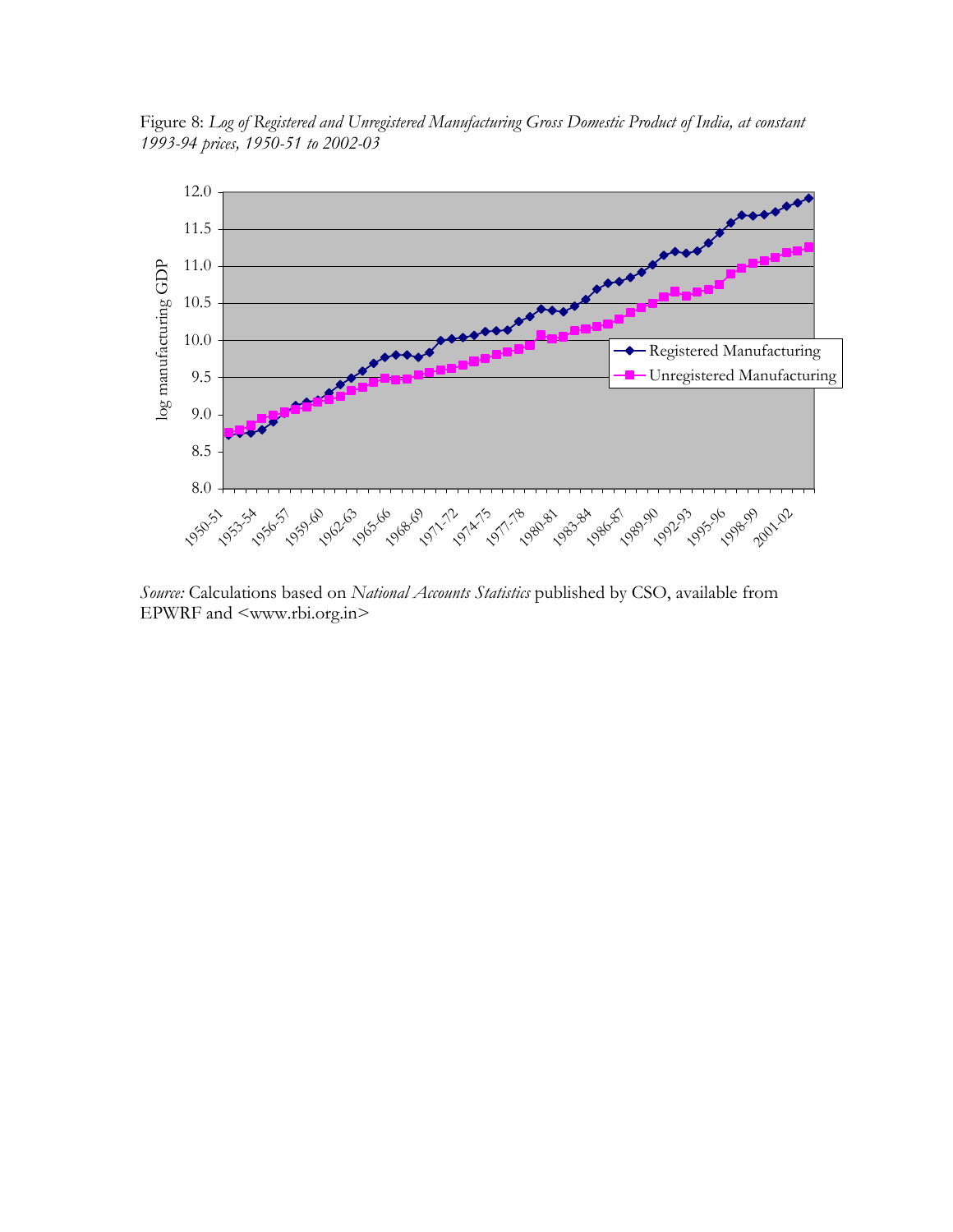Figure 8: *Log of Registered and Unregistered Manufacturing Gross Domestic Product of India, at constant 1993-94 prices, 1950-51 to 2002-03*

*Source:* Calculations based on *National Accounts Statistics* published by CSO, available from EPWRF and <www.rbi.org.in>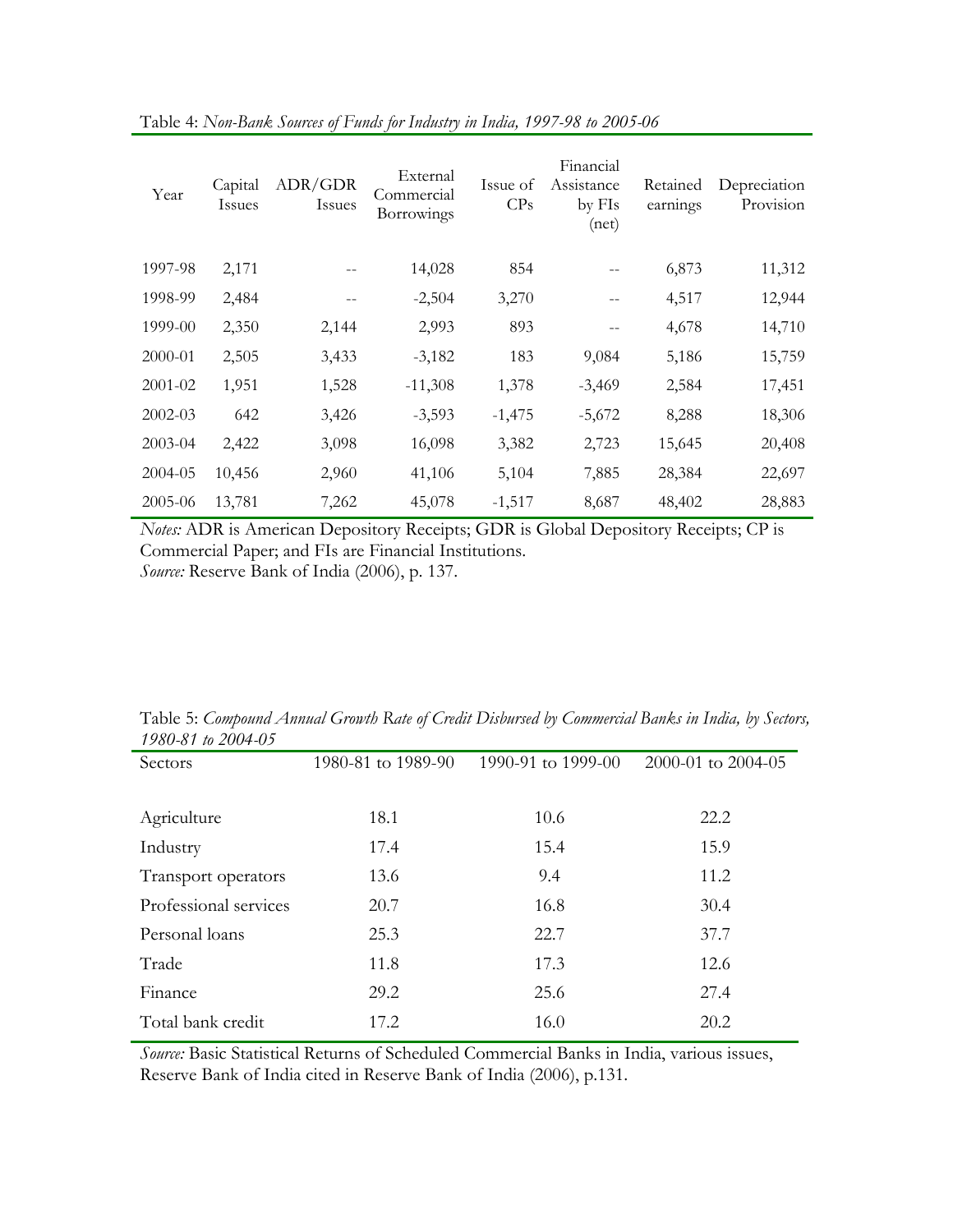Table 4: *Non-Bank Sources of Funds for Industry in India, 1997-98 to 2005-06*

| Year | Capital Issues | ADR/GDR Issues | External Commercial Borrowings | Issue of CPs | Financial Assistance by FIs (net) | Retained earnings | Depreciation Provision |
|---|---|---|---|---|---|---|---|
| 1997-98 | 2,171 | -- | 14,028 | 854 | -- | 6,873 | 11,312 |
| 1998-99 | 2,484 | -- | -2,504 | 3,270 | -- | 4,517 | 12,944 |
| 1999-00 | 2,350 | 2,144 | 2,993 | 893 | -- | 4,678 | 14,710 |
| 2000-01 | 2,505 | 3,433 | -3,182 | 183 | 9,084 | 5,186 | 15,759 |
| 2001-02 | 1,951 | 1,528 | -11,308 | 1,378 | -3,469 | 2,584 | 17,451 |
| 2002-03 | 642 | 3,426 | -3,593 | -1,475 | -5,672 | 8,288 | 18,306 |
| 2003-04 | 2,422 | 3,098 | 16,098 | 3,382 | 2,723 | 15,645 | 20,408 |
| 2004-05 | 10,456 | 2,960 | 41,106 | 5,104 | 7,885 | 28,384 | 22,697 |
| 2005-06 | 13,781 | 7,262 | 45,078 | -1,517 | 8,687 | 48,402 | 28,883 |

*Notes:* ADR is American Depository Receipts; GDR is Global Depository Receipts; CP is Commercial Paper; and FIs are Financial Institutions.
*Source:* Reserve Bank of India (2006), p. 137.

Table 5: *Compound Annual Growth Rate of Credit Disbursed by Commercial Banks in India, by Sectors, 1980-81 to 2004-05*

| Sectors | 1980-81 to 1989-90 | 1990-91 to 1999-00 | 2000-01 to 2004-05 |
|---|---|---|---|
| Agriculture | 18.1 | 10.6 | 22.2 |
| Industry | 17.4 | 15.4 | 15.9 |
| Transport operators | 13.6 | 9.4 | 11.2 |
| Professional services | 20.7 | 16.8 | 30.4 |
| Personal loans | 25.3 | 22.7 | 37.7 |
| Trade | 11.8 | 17.3 | 12.6 |
| Finance | 29.2 | 25.6 | 27.4 |
| Total bank credit | 17.2 | 16.0 | 20.2 |

*Source:* Basic Statistical Returns of Scheduled Commercial Banks in India, various issues, Reserve Bank of India cited in Reserve Bank of India (2006), p.131.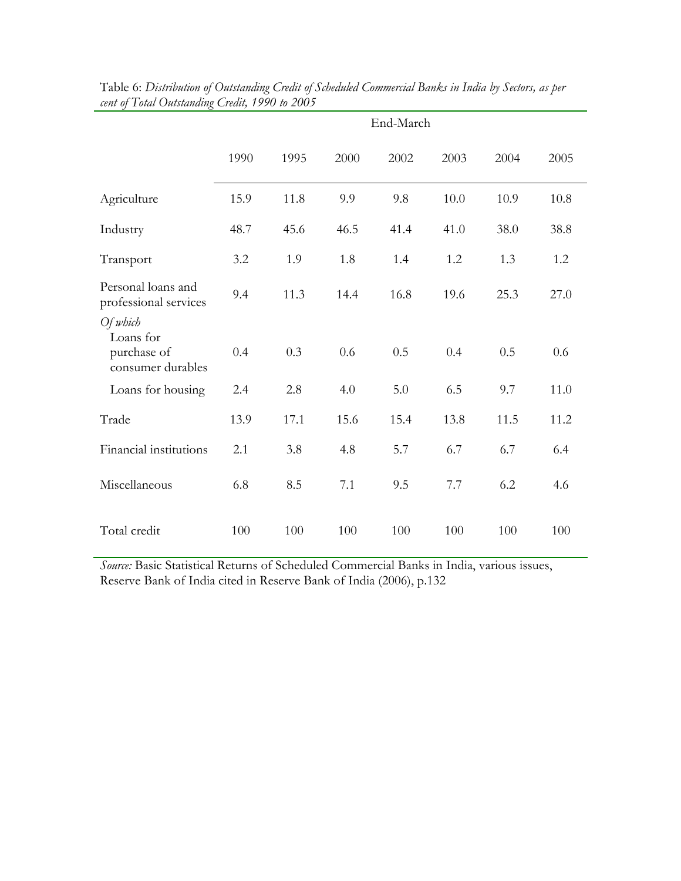Table 6: *Distribution of Outstanding Credit of Scheduled Commercial Banks in India by Sectors, as per cent of Total Outstanding Credit, 1990 to 2005*

| | End-March | | | | | | |
|---|---|---|---|---|---|---|---|
| | 1990 | 1995 | 2000 | 2002 | 2003 | 2004 | 2005 |
| Agriculture | 15.9 | 11.8 | 9.9 | 9.8 | 10.0 | 10.9 | 10.8 |
| Industry | 48.7 | 45.6 | 46.5 | 41.4 | 41.0 | 38.0 | 38.8 |
| Transport | 3.2 | 1.9 | 1.8 | 1.4 | 1.2 | 1.3 | 1.2 |
| Personal loans and professional services | 9.4 | 11.3 | 14.4 | 16.8 | 19.6 | 25.3 | 27.0 |
| *Of which* Loans for purchase of consumer durables | 0.4 | 0.3 | 0.6 | 0.5 | 0.4 | 0.5 | 0.6 |
| Loans for housing | 2.4 | 2.8 | 4.0 | 5.0 | 6.5 | 9.7 | 11.0 |
| Trade | 13.9 | 17.1 | 15.6 | 15.4 | 13.8 | 11.5 | 11.2 |
| Financial institutions | 2.1 | 3.8 | 4.8 | 5.7 | 6.7 | 6.7 | 6.4 |
| Miscellaneous | 6.8 | 8.5 | 7.1 | 9.5 | 7.7 | 6.2 | 4.6 |
| Total credit | 100 | 100 | 100 | 100 | 100 | 100 | 100 |

*Source:* Basic Statistical Returns of Scheduled Commercial Banks in India, various issues, Reserve Bank of India cited in Reserve Bank of India (2006), p.132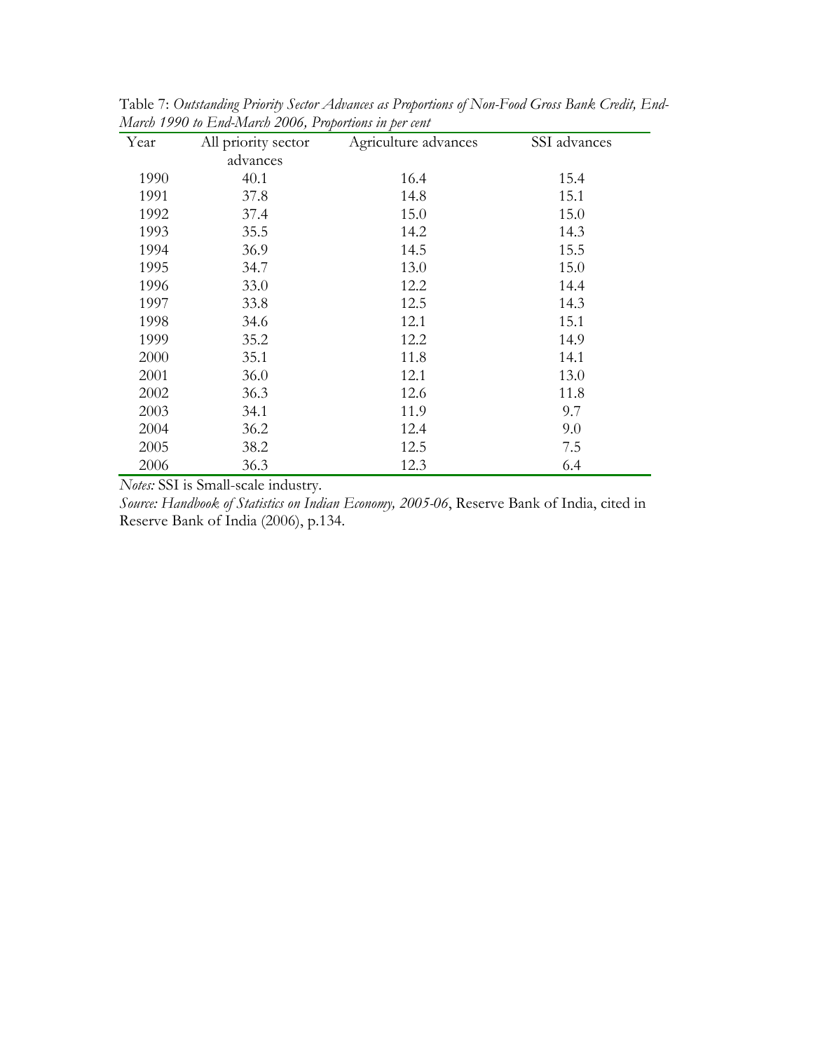Table 7: *Outstanding Priority Sector Advances as Proportions of Non-Food Gross Bank Credit, End-March 1990 to End-March 2006, Proportions in per cent*

| Year | All priority sector advances | Agriculture advances | SSI advances |
|---|---|---|---|
| 1990 | 40.1 | 16.4 | 15.4 |
| 1991 | 37.8 | 14.8 | 15.1 |
| 1992 | 37.4 | 15.0 | 15.0 |
| 1993 | 35.5 | 14.2 | 14.3 |
| 1994 | 36.9 | 14.5 | 15.5 |
| 1995 | 34.7 | 13.0 | 15.0 |
| 1996 | 33.0 | 12.2 | 14.4 |
| 1997 | 33.8 | 12.5 | 14.3 |
| 1998 | 34.6 | 12.1 | 15.1 |
| 1999 | 35.2 | 12.2 | 14.9 |
| 2000 | 35.1 | 11.8 | 14.1 |
| 2001 | 36.0 | 12.1 | 13.0 |
| 2002 | 36.3 | 12.6 | 11.8 |
| 2003 | 34.1 | 11.9 | 9.7 |
| 2004 | 36.2 | 12.4 | 9.0 |
| 2005 | 38.2 | 12.5 | 7.5 |
| 2006 | 36.3 | 12.3 | 6.4 |

*Notes:* SSI is Small-scale industry.

*Source: Handbook of Statistics on Indian Economy, 2005-06*, Reserve Bank of India, cited in Reserve Bank of India (2006), p.134.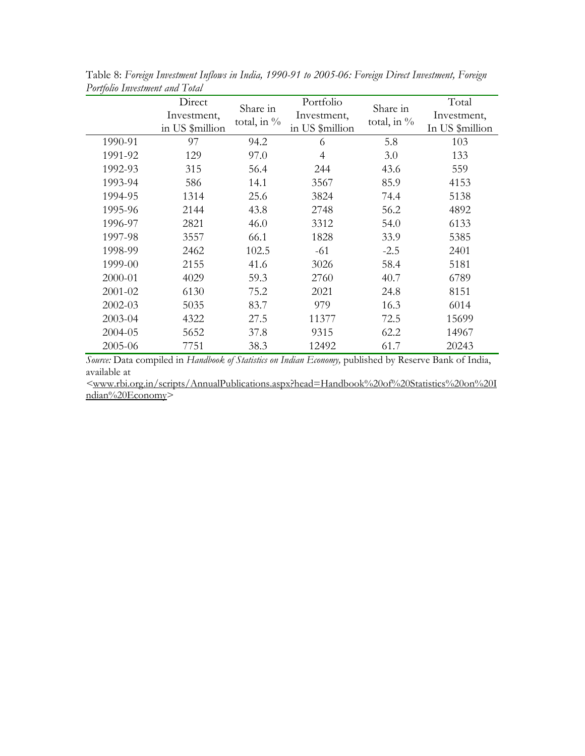Table 8: *Foreign Investment Inflows in India, 1990-91 to 2005-06: Foreign Direct Investment, Foreign Portfolio Investment and Total*

| | Direct Investment, in US $million | Share in total, in % | Portfolio Investment, in US $million | Share in total, in % | Total Investment, In US $million |
|---|---|---|---|---|---|
| 1990-91 | 97 | 94.2 | 6 | 5.8 | 103 |
| 1991-92 | 129 | 97.0 | 4 | 3.0 | 133 |
| 1992-93 | 315 | 56.4 | 244 | 43.6 | 559 |
| 1993-94 | 586 | 14.1 | 3567 | 85.9 | 4153 |
| 1994-95 | 1314 | 25.6 | 3824 | 74.4 | 5138 |
| 1995-96 | 2144 | 43.8 | 2748 | 56.2 | 4892 |
| 1996-97 | 2821 | 46.0 | 3312 | 54.0 | 6133 |
| 1997-98 | 3557 | 66.1 | 1828 | 33.9 | 5385 |
| 1998-99 | 2462 | 102.5 | -61 | -2.5 | 2401 |
| 1999-00 | 2155 | 41.6 | 3026 | 58.4 | 5181 |
| 2000-01 | 4029 | 59.3 | 2760 | 40.7 | 6789 |
| 2001-02 | 6130 | 75.2 | 2021 | 24.8 | 8151 |
| 2002-03 | 5035 | 83.7 | 979 | 16.3 | 6014 |
| 2003-04 | 4322 | 27.5 | 11377 | 72.5 | 15699 |
| 2004-05 | 5652 | 37.8 | 9315 | 62.2 | 14967 |
| 2005-06 | 7751 | 38.3 | 12492 | 61.7 | 20243 |

*Source:* Data compiled in *Handbook of Statistics on Indian Economy,* published by Reserve Bank of India, available at <www.rbi.org.in/scripts/AnnualPublications.aspx?head=Handbook%20of%20Statistics%20on%20Indian%20Economy>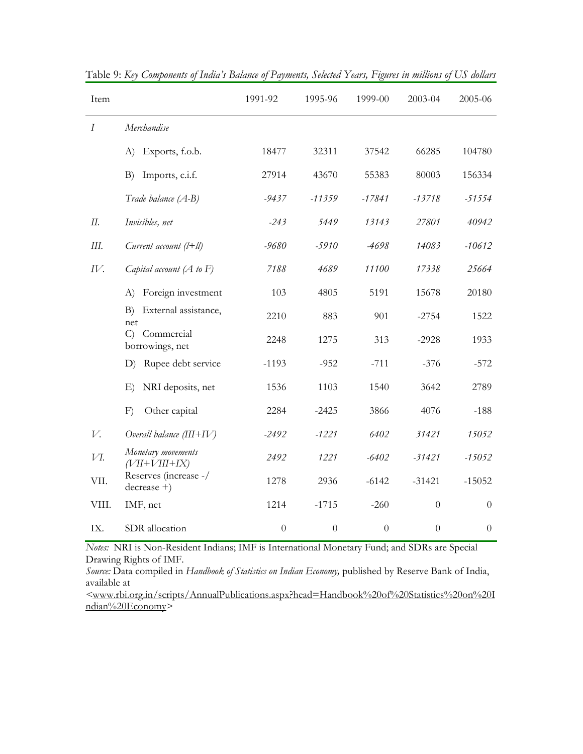Table 9: *Key Components of India's Balance of Payments, Selected Years, Figures in millions of US dollars*

| Item | | 1991-92 | 1995-96 | 1999-00 | 2003-04 | 2005-06 |
|---|---|---|---|---|---|---|
| *I* | *Merchandise* | | | | | |
| | A) Exports, f.o.b. | 18477 | 32311 | 37542 | 66285 | 104780 |
| | B) Imports, c.i.f. | 27914 | 43670 | 55383 | 80003 | 156334 |
| | *Trade balance (A-B)* | *-9437* | *-11359* | *-17841* | *-13718* | *-51554* |
| *II.* | *Invisibles, net* | *-243* | *5449* | *13143* | *27801* | *40942* |
| *III.* | *Current account (I+II)* | *-9680* | *-5910* | *-4698* | *14083* | *-10612* |
| *IV.* | *Capital account (A to F)* | *7188* | *4689* | *11100* | *17338* | *25664* |
| | A) Foreign investment | 103 | 4805 | 5191 | 15678 | 20180 |
| | B) External assistance, net | 2210 | 883 | 901 | -2754 | 1522 |
| | C) Commercial borrowings, net | 2248 | 1275 | 313 | -2928 | 1933 |
| | D) Rupee debt service | -1193 | -952 | -711 | -376 | -572 |
| | E) NRI deposits, net | 1536 | 1103 | 1540 | 3642 | 2789 |
| | F) Other capital | 2284 | -2425 | 3866 | 4076 | -188 |
| *V.* | *Overall balance (III+IV)* | *-2492* | *-1221* | *6402* | *31421* | *15052* |
| *VI.* | *Monetary movements (VII+VIII+IX)* | *2492* | *1221* | *-6402* | *-31421* | *-15052* |
| VII. | Reserves (increase -/ decrease +) | 1278 | 2936 | -6142 | -31421 | -15052 |
| VIII. | IMF, net | 1214 | -1715 | -260 | 0 | 0 |
| IX. | SDR allocation | 0 | 0 | 0 | 0 | 0 |

*Notes:* NRI is Non-Resident Indians; IMF is International Monetary Fund; and SDRs are Special Drawing Rights of IMF.

*Source:* Data compiled in *Handbook of Statistics on Indian Economy,* published by Reserve Bank of India, available at <www.rbi.org.in/scripts/AnnualPublications.aspx?head=Handbook%20of%20Statistics%20on%20Indian%20Economy>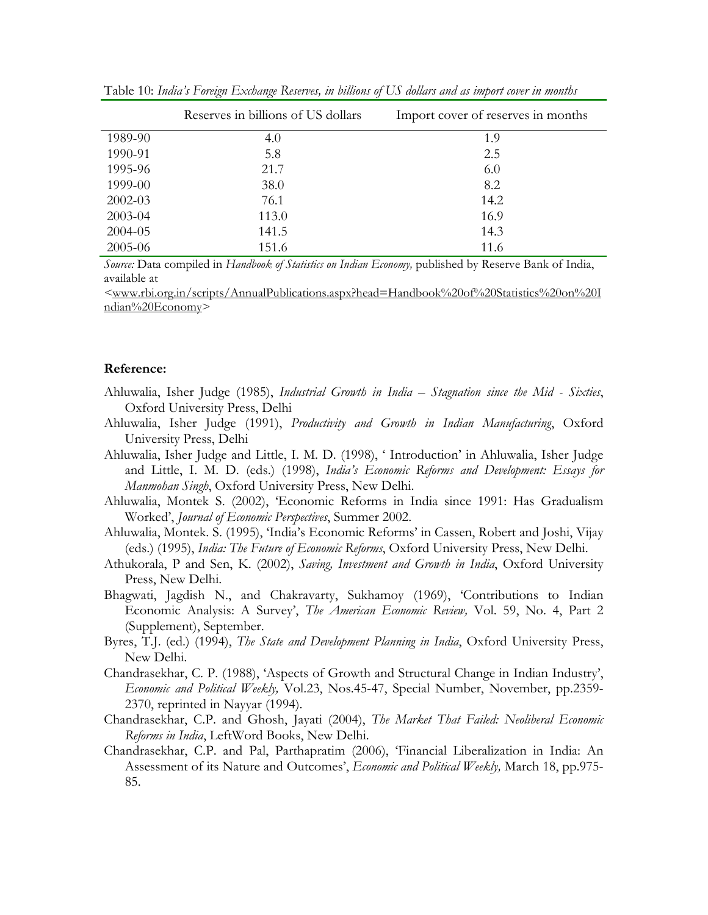Table 10: *India's Foreign Exchange Reserves, in billions of US dollars and as import cover in months*

| | Reserves in billions of US dollars | Import cover of reserves in months |
|---|---|---|
| 1989-90 | 4.0 | 1.9 |
| 1990-91 | 5.8 | 2.5 |
| 1995-96 | 21.7 | 6.0 |
| 1999-00 | 38.0 | 8.2 |
| 2002-03 | 76.1 | 14.2 |
| 2003-04 | 113.0 | 16.9 |
| 2004-05 | 141.5 | 14.3 |
| 2005-06 | 151.6 | 11.6 |

*Source:* Data compiled in *Handbook of Statistics on Indian Economy,* published by Reserve Bank of India, available at <www.rbi.org.in/scripts/AnnualPublications.aspx?head=Handbook%20of%20Statistics%20on%20Indian%20Economy>

**Reference:**

Ahluwalia, Isher Judge (1985), *Industrial Growth in India – Stagnation since the Mid - Sixties*, Oxford University Press, Delhi

Ahluwalia, Isher Judge (1991), *Productivity and Growth in Indian Manufacturing*, Oxford University Press, Delhi

Ahluwalia, Isher Judge and Little, I. M. D. (1998), ' Introduction' in Ahluwalia, Isher Judge and Little, I. M. D. (eds.) (1998), *India's Economic Reforms and Development: Essays for Manmohan Singh*, Oxford University Press, New Delhi.

Ahluwalia, Montek S. (2002), 'Economic Reforms in India since 1991: Has Gradualism Worked', *Journal of Economic Perspectives*, Summer 2002.

Ahluwalia, Montek. S. (1995), 'India's Economic Reforms' in Cassen, Robert and Joshi, Vijay (eds.) (1995), *India: The Future of Economic Reforms*, Oxford University Press, New Delhi.

Athukorala, P and Sen, K. (2002), *Saving, Investment and Growth in India*, Oxford University Press, New Delhi.

Bhagwati, Jagdish N., and Chakravarty, Sukhamoy (1969), 'Contributions to Indian Economic Analysis: A Survey', *The American Economic Review,* Vol. 59, No. 4, Part 2 (Supplement), September.

Byres, T.J. (ed.) (1994), *The State and Development Planning in India*, Oxford University Press, New Delhi.

Chandrasekhar, C. P. (1988), 'Aspects of Growth and Structural Change in Indian Industry', *Economic and Political Weekly,* Vol.23, Nos.45-47, Special Number, November, pp.2359-2370, reprinted in Nayyar (1994).

Chandrasekhar, C.P. and Ghosh, Jayati (2004), *The Market That Failed: Neoliberal Economic Reforms in India*, LeftWord Books, New Delhi.

Chandrasekhar, C.P. and Pal, Parthapratim (2006), 'Financial Liberalization in India: An Assessment of its Nature and Outcomes', *Economic and Political Weekly,* March 18, pp.975-85.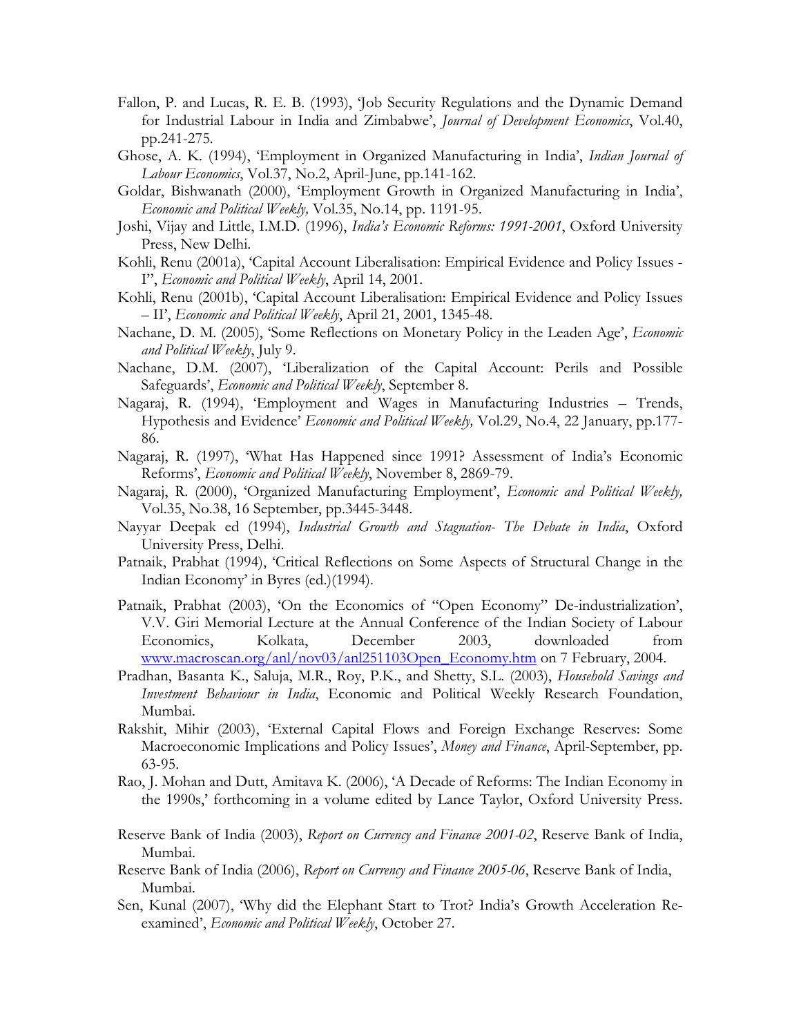Fallon, P. and Lucas, R. E. B. (1993), 'Job Security Regulations and the Dynamic Demand for Industrial Labour in India and Zimbabwe', *Journal of Development Economics*, Vol.40, pp.241-275.

Ghose, A. K. (1994), 'Employment in Organized Manufacturing in India', *Indian Journal of Labour Economics*, Vol.37, No.2, April-June, pp.141-162.

Goldar, Bishwanath (2000), 'Employment Growth in Organized Manufacturing in India', *Economic and Political Weekly,* Vol.35, No.14, pp. 1191-95.

Joshi, Vijay and Little, I.M.D. (1996), *India's Economic Reforms: 1991-2001*, Oxford University Press, New Delhi.

Kohli, Renu (2001a), 'Capital Account Liberalisation: Empirical Evidence and Policy Issues - I", *Economic and Political Weekly*, April 14, 2001.

Kohli, Renu (2001b), 'Capital Account Liberalisation: Empirical Evidence and Policy Issues – II', *Economic and Political Weekly*, April 21, 2001, 1345-48.

Nachane, D. M. (2005), 'Some Reflections on Monetary Policy in the Leaden Age', *Economic and Political Weekly*, July 9.

Nachane, D.M. (2007), 'Liberalization of the Capital Account: Perils and Possible Safeguards', *Economic and Political Weekly*, September 8.

Nagaraj, R. (1994), 'Employment and Wages in Manufacturing Industries – Trends, Hypothesis and Evidence' *Economic and Political Weekly,* Vol.29, No.4, 22 January, pp.177-86.

Nagaraj, R. (1997), 'What Has Happened since 1991? Assessment of India's Economic Reforms', *Economic and Political Weekly*, November 8, 2869-79.

Nagaraj, R. (2000), 'Organized Manufacturing Employment', *Economic and Political Weekly,* Vol.35, No.38, 16 September, pp.3445-3448.

Nayyar Deepak ed (1994), *Industrial Growth and Stagnation- The Debate in India*, Oxford University Press, Delhi.

Patnaik, Prabhat (1994), 'Critical Reflections on Some Aspects of Structural Change in the Indian Economy' in Byres (ed.)(1994).

Patnaik, Prabhat (2003), 'On the Economics of "Open Economy" De-industrialization', V.V. Giri Memorial Lecture at the Annual Conference of the Indian Society of Labour Economics, Kolkata, December 2003, downloaded from www.macroscan.org/anl/nov03/anl251103Open_Economy.htm on 7 February, 2004.

Pradhan, Basanta K., Saluja, M.R., Roy, P.K., and Shetty, S.L. (2003), *Household Savings and Investment Behaviour in India*, Economic and Political Weekly Research Foundation, Mumbai.

Rakshit, Mihir (2003), 'External Capital Flows and Foreign Exchange Reserves: Some Macroeconomic Implications and Policy Issues', *Money and Finance*, April-September, pp. 63-95.

Rao, J. Mohan and Dutt, Amitava K. (2006), 'A Decade of Reforms: The Indian Economy in the 1990s,' forthcoming in a volume edited by Lance Taylor, Oxford University Press.

Reserve Bank of India (2003), *Report on Currency and Finance 2001-02*, Reserve Bank of India, Mumbai.

Reserve Bank of India (2006), *Report on Currency and Finance 2005-06*, Reserve Bank of India, Mumbai.

Sen, Kunal (2007), 'Why did the Elephant Start to Trot? India's Growth Acceleration Re-examined', *Economic and Political Weekly*, October 27.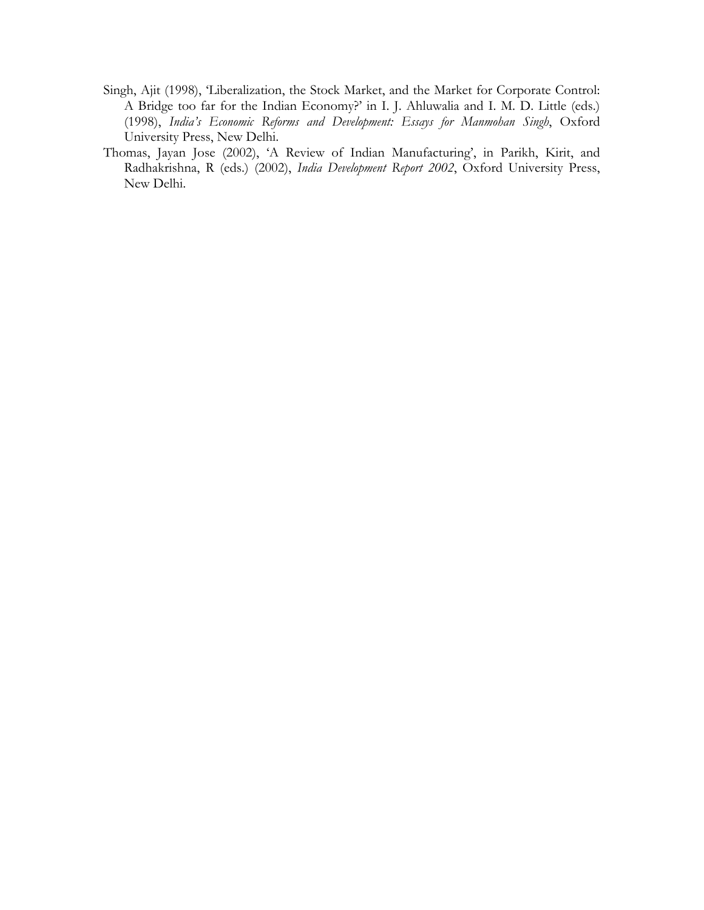Singh, Ajit (1998), 'Liberalization, the Stock Market, and the Market for Corporate Control: A Bridge too far for the Indian Economy?' in I. J. Ahluwalia and I. M. D. Little (eds.) (1998), *India's Economic Reforms and Development: Essays for Manmohan Singh*, Oxford University Press, New Delhi.

Thomas, Jayan Jose (2002), 'A Review of Indian Manufacturing', in Parikh, Kirit, and Radhakrishna, R (eds.) (2002), *India Development Report 2002*, Oxford University Press, New Delhi.